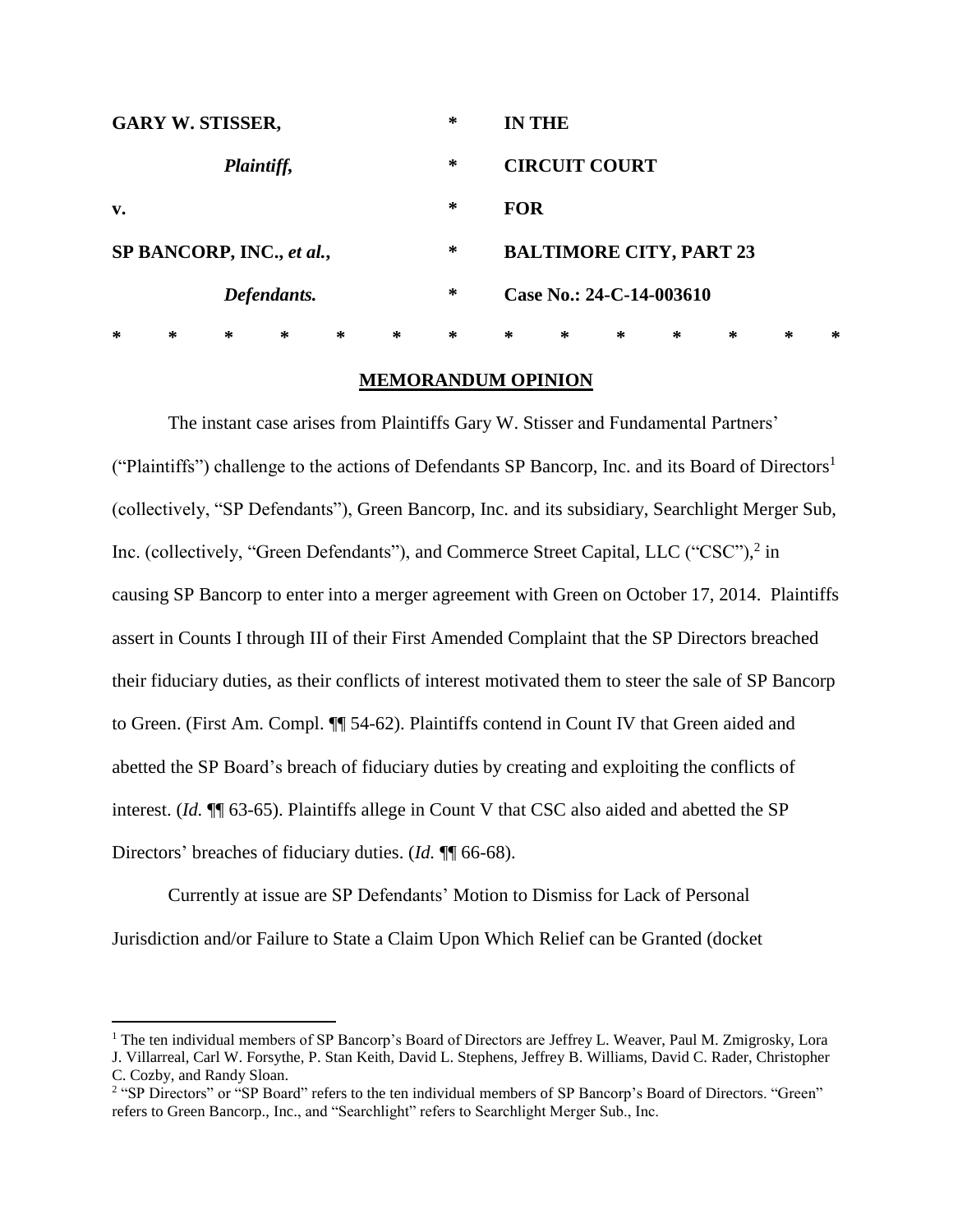| | | |
|---|---|---|
| **GARY W. STISSER,** | * | **IN THE** |
| ***Plaintiff,*** | * | **CIRCUIT COURT** |
| **v.** | * | **FOR** |
| **SP BANCORP, INC., *et al.*,** | * | **BALTIMORE CITY, PART 23** |
| ***Defendants.*** | * | **Case No.: 24-C-14-003610** |

\* \* \* \* \* \* \* \* \* \* \* \* \* \*

**MEMORANDUM OPINION**

The instant case arises from Plaintiffs Gary W. Stisser and Fundamental Partners' ("Plaintiffs") challenge to the actions of Defendants SP Bancorp, Inc. and its Board of Directors[1] (collectively, "SP Defendants"), Green Bancorp, Inc. and its subsidiary, Searchlight Merger Sub, Inc. (collectively, "Green Defendants"), and Commerce Street Capital, LLC ("CSC"),[2] in causing SP Bancorp to enter into a merger agreement with Green on October 17, 2014. Plaintiffs assert in Counts I through III of their First Amended Complaint that the SP Directors breached their fiduciary duties, as their conflicts of interest motivated them to steer the sale of SP Bancorp to Green. (First Am. Compl. ¶¶ 54-62). Plaintiffs contend in Count IV that Green aided and abetted the SP Board's breach of fiduciary duties by creating and exploiting the conflicts of interest. (*Id.* ¶¶ 63-65). Plaintiffs allege in Count V that CSC also aided and abetted the SP Directors' breaches of fiduciary duties. (*Id.* ¶¶ 66-68).

Currently at issue are SP Defendants' Motion to Dismiss for Lack of Personal Jurisdiction and/or Failure to State a Claim Upon Which Relief can be Granted (docket

---

[1] The ten individual members of SP Bancorp's Board of Directors are Jeffrey L. Weaver, Paul M. Zmigrosky, Lora J. Villarreal, Carl W. Forsythe, P. Stan Keith, David L. Stephens, Jeffrey B. Williams, David C. Rader, Christopher C. Cozby, and Randy Sloan.

[2] "SP Directors" or "SP Board" refers to the ten individual members of SP Bancorp's Board of Directors. "Green" refers to Green Bancorp., Inc., and "Searchlight" refers to Searchlight Merger Sub., Inc.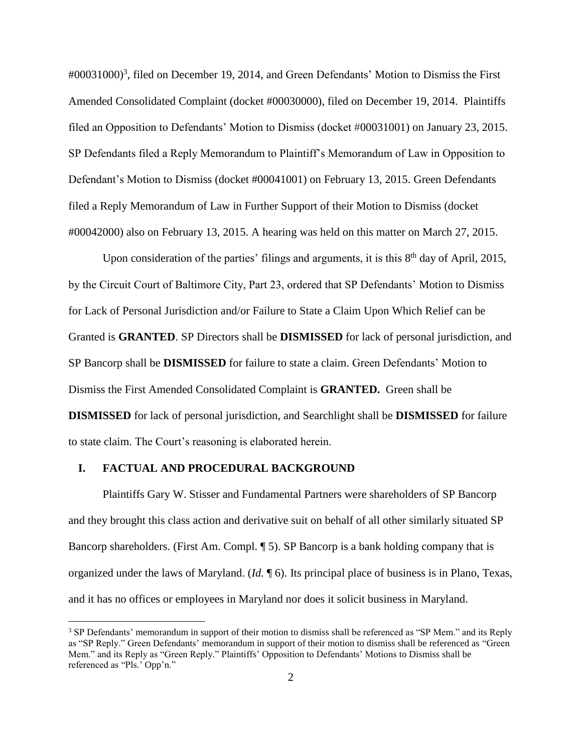#00031000)[3], filed on December 19, 2014, and Green Defendants' Motion to Dismiss the First Amended Consolidated Complaint (docket #00030000), filed on December 19, 2014. Plaintiffs filed an Opposition to Defendants' Motion to Dismiss (docket #00031001) on January 23, 2015. SP Defendants filed a Reply Memorandum to Plaintiff's Memorandum of Law in Opposition to Defendant's Motion to Dismiss (docket #00041001) on February 13, 2015. Green Defendants filed a Reply Memorandum of Law in Further Support of their Motion to Dismiss (docket #00042000) also on February 13, 2015. A hearing was held on this matter on March 27, 2015.

Upon consideration of the parties' filings and arguments, it is this 8th day of April, 2015, by the Circuit Court of Baltimore City, Part 23, ordered that SP Defendants' Motion to Dismiss for Lack of Personal Jurisdiction and/or Failure to State a Claim Upon Which Relief can be Granted is **GRANTED**. SP Directors shall be **DISMISSED** for lack of personal jurisdiction, and SP Bancorp shall be **DISMISSED** for failure to state a claim. Green Defendants' Motion to Dismiss the First Amended Consolidated Complaint is **GRANTED.** Green shall be **DISMISSED** for lack of personal jurisdiction, and Searchlight shall be **DISMISSED** for failure to state claim. The Court's reasoning is elaborated herein.

## I. FACTUAL AND PROCEDURAL BACKGROUND

Plaintiffs Gary W. Stisser and Fundamental Partners were shareholders of SP Bancorp and they brought this class action and derivative suit on behalf of all other similarly situated SP Bancorp shareholders. (First Am. Compl. ¶ 5). SP Bancorp is a bank holding company that is organized under the laws of Maryland. (*Id.* ¶ 6). Its principal place of business is in Plano, Texas, and it has no offices or employees in Maryland nor does it solicit business in Maryland.

---

[3] SP Defendants' memorandum in support of their motion to dismiss shall be referenced as "SP Mem." and its Reply as "SP Reply." Green Defendants' memorandum in support of their motion to dismiss shall be referenced as "Green Mem." and its Reply as "Green Reply." Plaintiffs' Opposition to Defendants' Motions to Dismiss shall be referenced as "Pls.' Opp'n."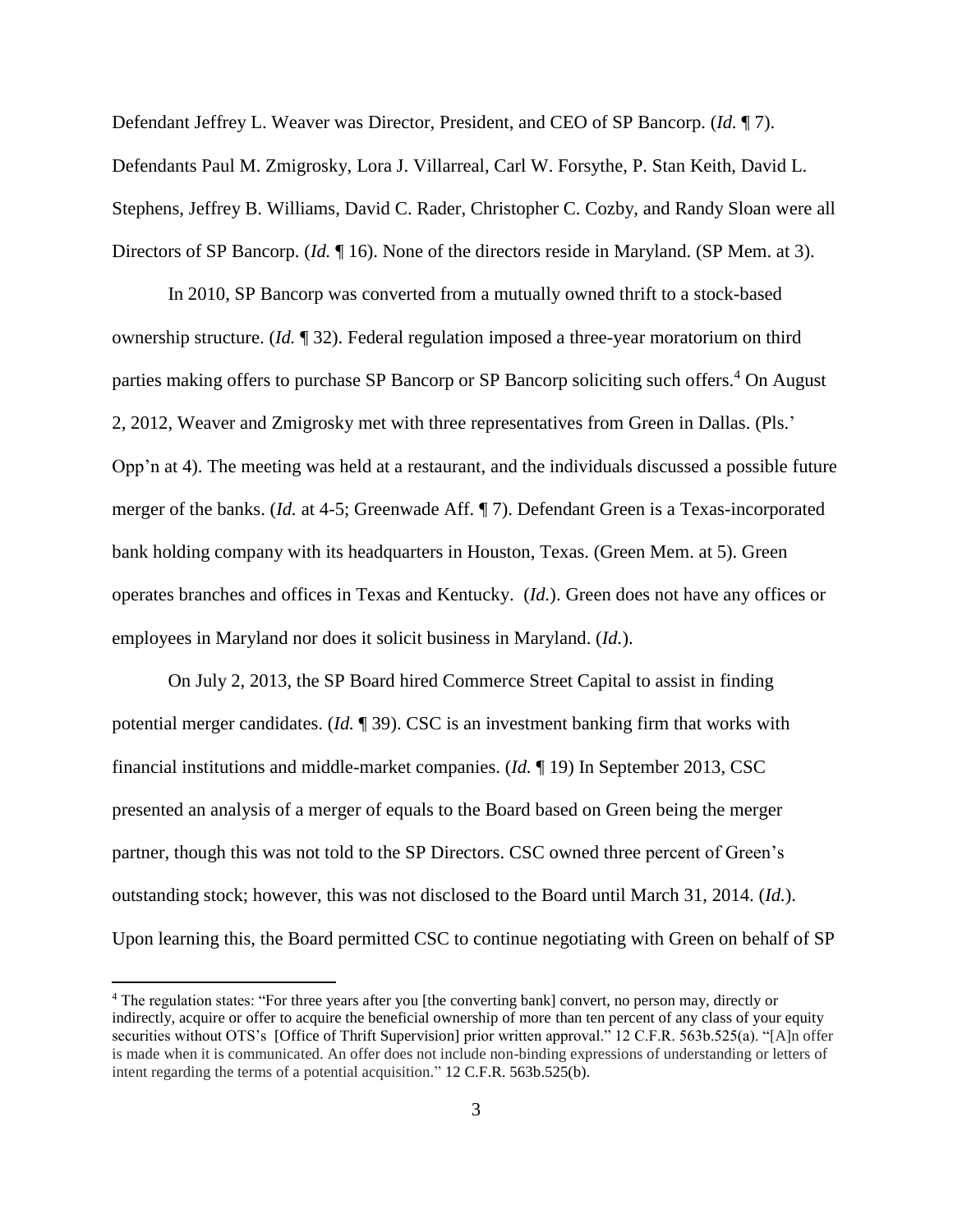Defendant Jeffrey L. Weaver was Director, President, and CEO of SP Bancorp. (*Id.* ¶ 7). Defendants Paul M. Zmigrosky, Lora J. Villarreal, Carl W. Forsythe, P. Stan Keith, David L. Stephens, Jeffrey B. Williams, David C. Rader, Christopher C. Cozby, and Randy Sloan were all Directors of SP Bancorp. (*Id.* ¶ 16). None of the directors reside in Maryland. (SP Mem. at 3).

In 2010, SP Bancorp was converted from a mutually owned thrift to a stock-based ownership structure. (*Id.* ¶ 32). Federal regulation imposed a three-year moratorium on third parties making offers to purchase SP Bancorp or SP Bancorp soliciting such offers.[4] On August 2, 2012, Weaver and Zmigrosky met with three representatives from Green in Dallas. (Pls.' Opp'n at 4). The meeting was held at a restaurant, and the individuals discussed a possible future merger of the banks. (*Id.* at 4-5; Greenwade Aff. ¶ 7). Defendant Green is a Texas-incorporated bank holding company with its headquarters in Houston, Texas. (Green Mem. at 5). Green operates branches and offices in Texas and Kentucky. (*Id.*). Green does not have any offices or employees in Maryland nor does it solicit business in Maryland. (*Id.*).

On July 2, 2013, the SP Board hired Commerce Street Capital to assist in finding potential merger candidates. (*Id.* ¶ 39). CSC is an investment banking firm that works with financial institutions and middle-market companies. (*Id.* ¶ 19) In September 2013, CSC presented an analysis of a merger of equals to the Board based on Green being the merger partner, though this was not told to the SP Directors. CSC owned three percent of Green's outstanding stock; however, this was not disclosed to the Board until March 31, 2014. (*Id.*). Upon learning this, the Board permitted CSC to continue negotiating with Green on behalf of SP

[4] The regulation states: "For three years after you [the converting bank] convert, no person may, directly or indirectly, acquire or offer to acquire the beneficial ownership of more than ten percent of any class of your equity securities without OTS's [Office of Thrift Supervision] prior written approval." 12 C.F.R. 563b.525(a). "[A]n offer is made when it is communicated. An offer does not include non-binding expressions of understanding or letters of intent regarding the terms of a potential acquisition." 12 C.F.R. 563b.525(b).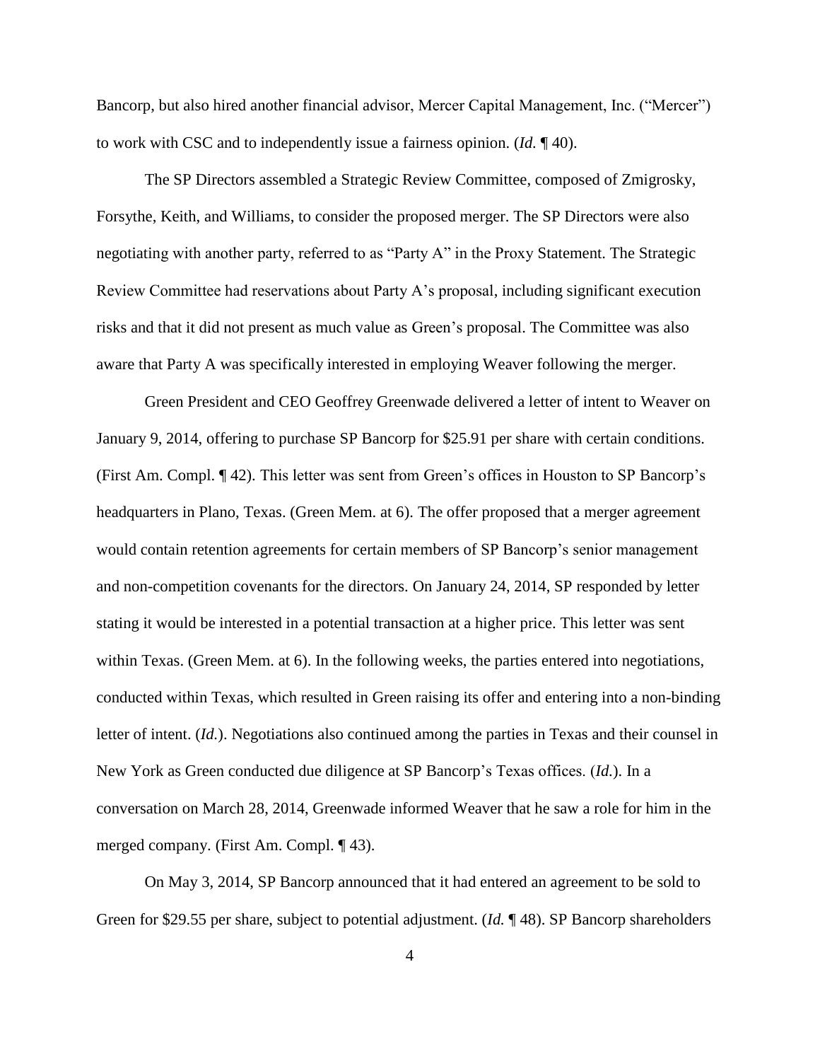Bancorp, but also hired another financial advisor, Mercer Capital Management, Inc. ("Mercer") to work with CSC and to independently issue a fairness opinion. (*Id.* ¶ 40).

The SP Directors assembled a Strategic Review Committee, composed of Zmigrosky, Forsythe, Keith, and Williams, to consider the proposed merger. The SP Directors were also negotiating with another party, referred to as "Party A" in the Proxy Statement. The Strategic Review Committee had reservations about Party A's proposal, including significant execution risks and that it did not present as much value as Green's proposal. The Committee was also aware that Party A was specifically interested in employing Weaver following the merger.

Green President and CEO Geoffrey Greenwade delivered a letter of intent to Weaver on January 9, 2014, offering to purchase SP Bancorp for $25.91 per share with certain conditions. (First Am. Compl. ¶ 42). This letter was sent from Green's offices in Houston to SP Bancorp's headquarters in Plano, Texas. (Green Mem. at 6). The offer proposed that a merger agreement would contain retention agreements for certain members of SP Bancorp's senior management and non-competition covenants for the directors. On January 24, 2014, SP responded by letter stating it would be interested in a potential transaction at a higher price. This letter was sent within Texas. (Green Mem. at 6). In the following weeks, the parties entered into negotiations, conducted within Texas, which resulted in Green raising its offer and entering into a non-binding letter of intent. (*Id.*). Negotiations also continued among the parties in Texas and their counsel in New York as Green conducted due diligence at SP Bancorp's Texas offices. (*Id.*). In a conversation on March 28, 2014, Greenwade informed Weaver that he saw a role for him in the merged company. (First Am. Compl. ¶ 43).

On May 3, 2014, SP Bancorp announced that it had entered an agreement to be sold to Green for $29.55 per share, subject to potential adjustment. (*Id.* ¶ 48). SP Bancorp shareholders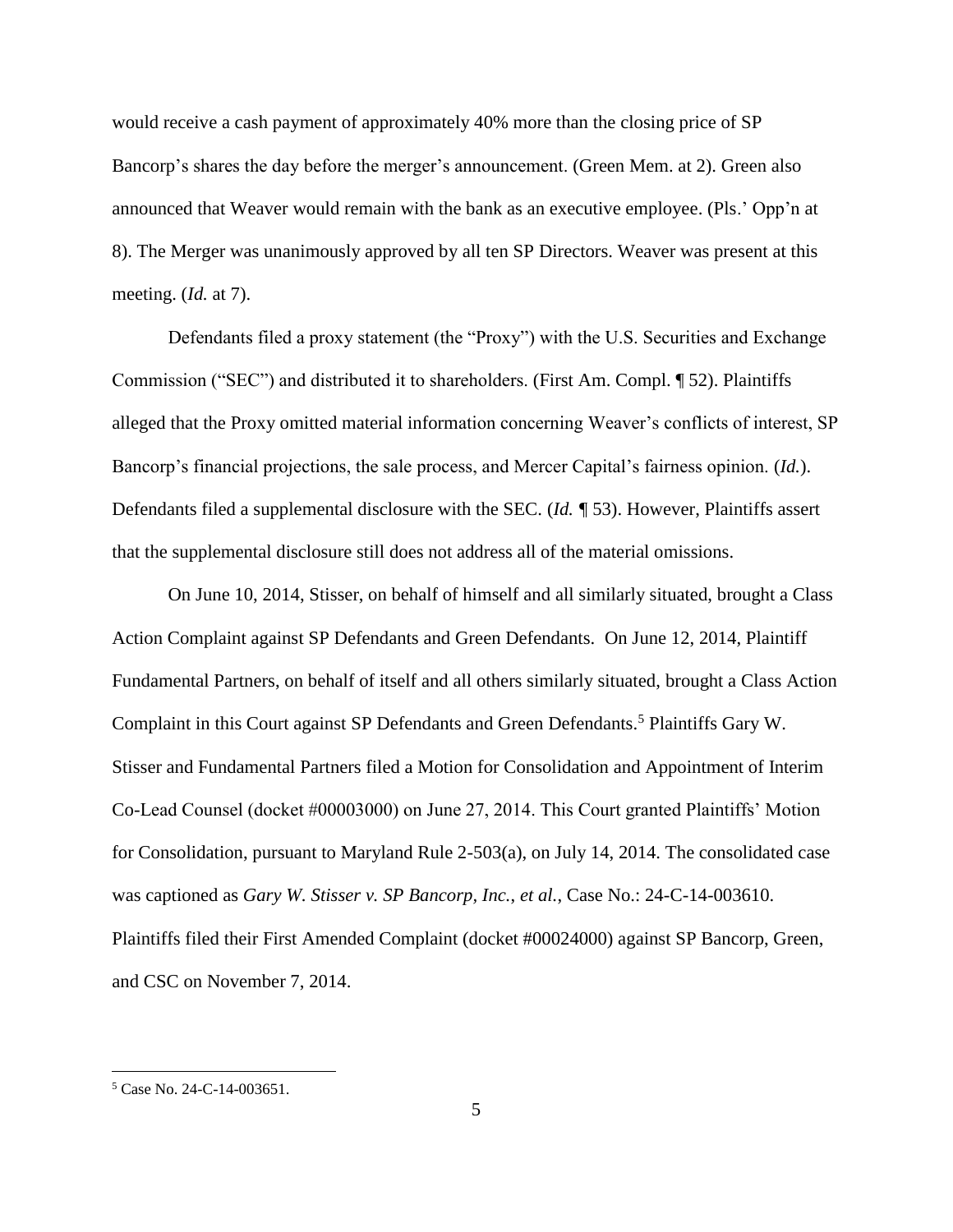would receive a cash payment of approximately 40% more than the closing price of SP Bancorp's shares the day before the merger's announcement. (Green Mem. at 2). Green also announced that Weaver would remain with the bank as an executive employee. (Pls.' Opp'n at 8). The Merger was unanimously approved by all ten SP Directors. Weaver was present at this meeting. (*Id.* at 7).

Defendants filed a proxy statement (the "Proxy") with the U.S. Securities and Exchange Commission ("SEC") and distributed it to shareholders. (First Am. Compl. ¶ 52). Plaintiffs alleged that the Proxy omitted material information concerning Weaver's conflicts of interest, SP Bancorp's financial projections, the sale process, and Mercer Capital's fairness opinion. (*Id.*). Defendants filed a supplemental disclosure with the SEC. (*Id.* ¶ 53). However, Plaintiffs assert that the supplemental disclosure still does not address all of the material omissions.

On June 10, 2014, Stisser, on behalf of himself and all similarly situated, brought a Class Action Complaint against SP Defendants and Green Defendants. On June 12, 2014, Plaintiff Fundamental Partners, on behalf of itself and all others similarly situated, brought a Class Action Complaint in this Court against SP Defendants and Green Defendants.[5] Plaintiffs Gary W. Stisser and Fundamental Partners filed a Motion for Consolidation and Appointment of Interim Co-Lead Counsel (docket #00003000) on June 27, 2014. This Court granted Plaintiffs' Motion for Consolidation, pursuant to Maryland Rule 2-503(a), on July 14, 2014. The consolidated case was captioned as *Gary W. Stisser v. SP Bancorp, Inc., et al.*, Case No.: 24-C-14-003610. Plaintiffs filed their First Amended Complaint (docket #00024000) against SP Bancorp, Green, and CSC on November 7, 2014.

---

[5] Case No. 24-C-14-003651.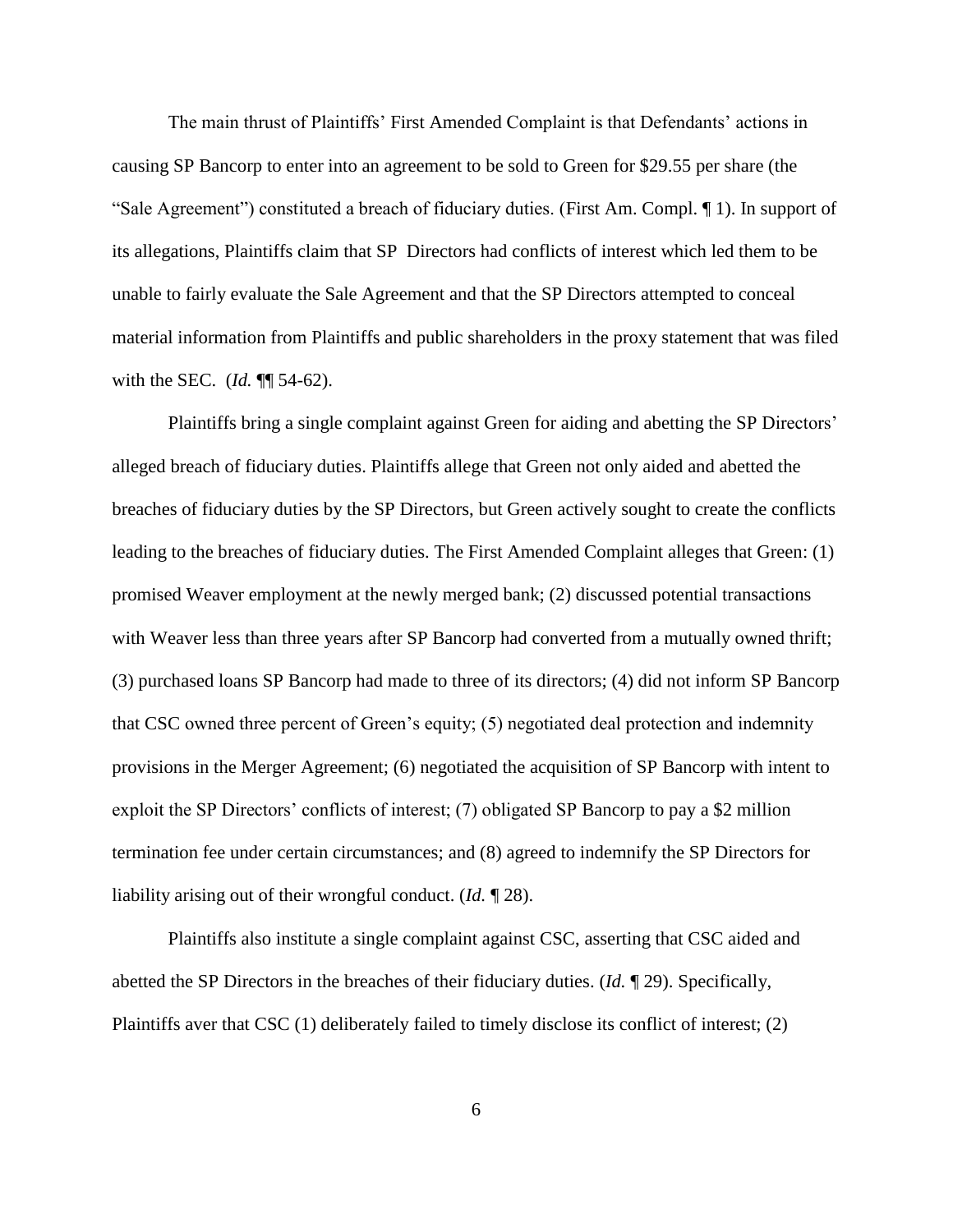The main thrust of Plaintiffs' First Amended Complaint is that Defendants' actions in causing SP Bancorp to enter into an agreement to be sold to Green for $29.55 per share (the "Sale Agreement") constituted a breach of fiduciary duties. (First Am. Compl. ¶ 1). In support of its allegations, Plaintiffs claim that SP Directors had conflicts of interest which led them to be unable to fairly evaluate the Sale Agreement and that the SP Directors attempted to conceal material information from Plaintiffs and public shareholders in the proxy statement that was filed with the SEC. (*Id.* ¶¶ 54-62).

Plaintiffs bring a single complaint against Green for aiding and abetting the SP Directors' alleged breach of fiduciary duties. Plaintiffs allege that Green not only aided and abetted the breaches of fiduciary duties by the SP Directors, but Green actively sought to create the conflicts leading to the breaches of fiduciary duties. The First Amended Complaint alleges that Green: (1) promised Weaver employment at the newly merged bank; (2) discussed potential transactions with Weaver less than three years after SP Bancorp had converted from a mutually owned thrift; (3) purchased loans SP Bancorp had made to three of its directors; (4) did not inform SP Bancorp that CSC owned three percent of Green's equity; (5) negotiated deal protection and indemnity provisions in the Merger Agreement; (6) negotiated the acquisition of SP Bancorp with intent to exploit the SP Directors' conflicts of interest; (7) obligated SP Bancorp to pay a $2 million termination fee under certain circumstances; and (8) agreed to indemnify the SP Directors for liability arising out of their wrongful conduct. (*Id.* ¶ 28).

Plaintiffs also institute a single complaint against CSC, asserting that CSC aided and abetted the SP Directors in the breaches of their fiduciary duties. (*Id.* ¶ 29). Specifically, Plaintiffs aver that CSC (1) deliberately failed to timely disclose its conflict of interest; (2)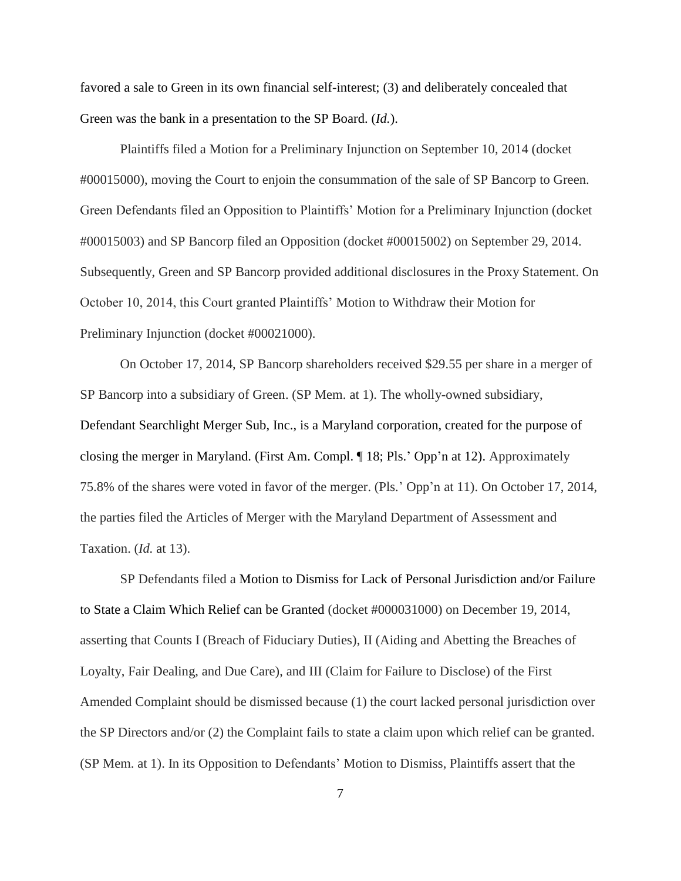favored a sale to Green in its own financial self-interest; (3) and deliberately concealed that Green was the bank in a presentation to the SP Board. (*Id.*).

Plaintiffs filed a Motion for a Preliminary Injunction on September 10, 2014 (docket #00015000), moving the Court to enjoin the consummation of the sale of SP Bancorp to Green. Green Defendants filed an Opposition to Plaintiffs' Motion for a Preliminary Injunction (docket #00015003) and SP Bancorp filed an Opposition (docket #00015002) on September 29, 2014. Subsequently, Green and SP Bancorp provided additional disclosures in the Proxy Statement. On October 10, 2014, this Court granted Plaintiffs' Motion to Withdraw their Motion for Preliminary Injunction (docket #00021000).

On October 17, 2014, SP Bancorp shareholders received $29.55 per share in a merger of SP Bancorp into a subsidiary of Green. (SP Mem. at 1). The wholly-owned subsidiary, Defendant Searchlight Merger Sub, Inc., is a Maryland corporation, created for the purpose of closing the merger in Maryland. (First Am. Compl. ¶ 18; Pls.' Opp'n at 12). Approximately 75.8% of the shares were voted in favor of the merger. (Pls.' Opp'n at 11). On October 17, 2014, the parties filed the Articles of Merger with the Maryland Department of Assessment and Taxation. (*Id.* at 13).

SP Defendants filed a Motion to Dismiss for Lack of Personal Jurisdiction and/or Failure to State a Claim Which Relief can be Granted (docket #000031000) on December 19, 2014, asserting that Counts I (Breach of Fiduciary Duties), II (Aiding and Abetting the Breaches of Loyalty, Fair Dealing, and Due Care), and III (Claim for Failure to Disclose) of the First Amended Complaint should be dismissed because (1) the court lacked personal jurisdiction over the SP Directors and/or (2) the Complaint fails to state a claim upon which relief can be granted. (SP Mem. at 1). In its Opposition to Defendants' Motion to Dismiss, Plaintiffs assert that the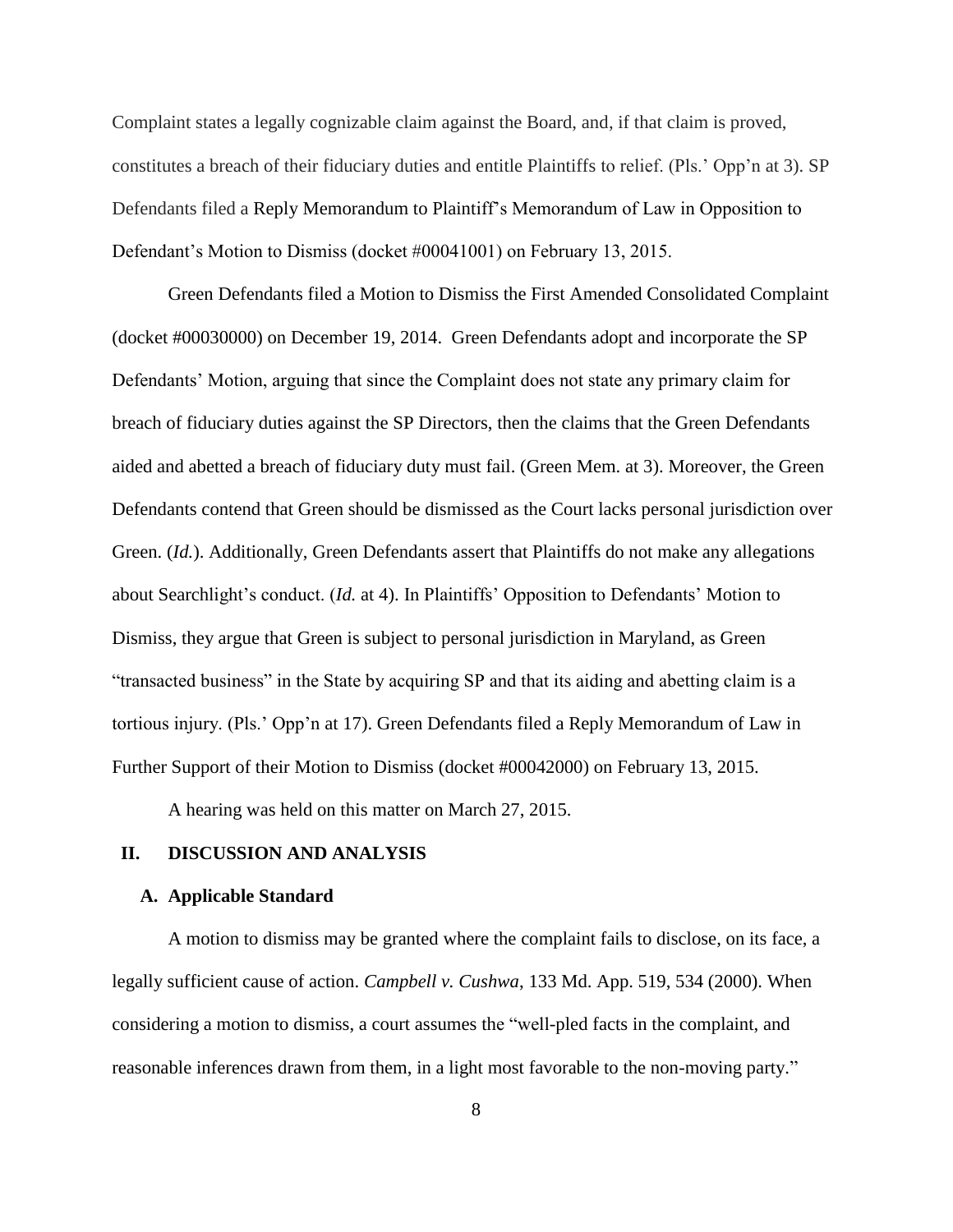Complaint states a legally cognizable claim against the Board, and, if that claim is proved, constitutes a breach of their fiduciary duties and entitle Plaintiffs to relief. (Pls.' Opp'n at 3). SP Defendants filed a Reply Memorandum to Plaintiff's Memorandum of Law in Opposition to Defendant's Motion to Dismiss (docket #00041001) on February 13, 2015.

Green Defendants filed a Motion to Dismiss the First Amended Consolidated Complaint (docket #00030000) on December 19, 2014. Green Defendants adopt and incorporate the SP Defendants' Motion, arguing that since the Complaint does not state any primary claim for breach of fiduciary duties against the SP Directors, then the claims that the Green Defendants aided and abetted a breach of fiduciary duty must fail. (Green Mem. at 3). Moreover, the Green Defendants contend that Green should be dismissed as the Court lacks personal jurisdiction over Green. (*Id.*). Additionally, Green Defendants assert that Plaintiffs do not make any allegations about Searchlight's conduct. (*Id.* at 4). In Plaintiffs' Opposition to Defendants' Motion to Dismiss, they argue that Green is subject to personal jurisdiction in Maryland, as Green "transacted business" in the State by acquiring SP and that its aiding and abetting claim is a tortious injury. (Pls.' Opp'n at 17). Green Defendants filed a Reply Memorandum of Law in Further Support of their Motion to Dismiss (docket #00042000) on February 13, 2015.

A hearing was held on this matter on March 27, 2015.

## II. DISCUSSION AND ANALYSIS

### A. Applicable Standard

A motion to dismiss may be granted where the complaint fails to disclose, on its face, a legally sufficient cause of action. *Campbell v. Cushwa*, 133 Md. App. 519, 534 (2000). When considering a motion to dismiss, a court assumes the "well-pled facts in the complaint, and reasonable inferences drawn from them, in a light most favorable to the non-moving party."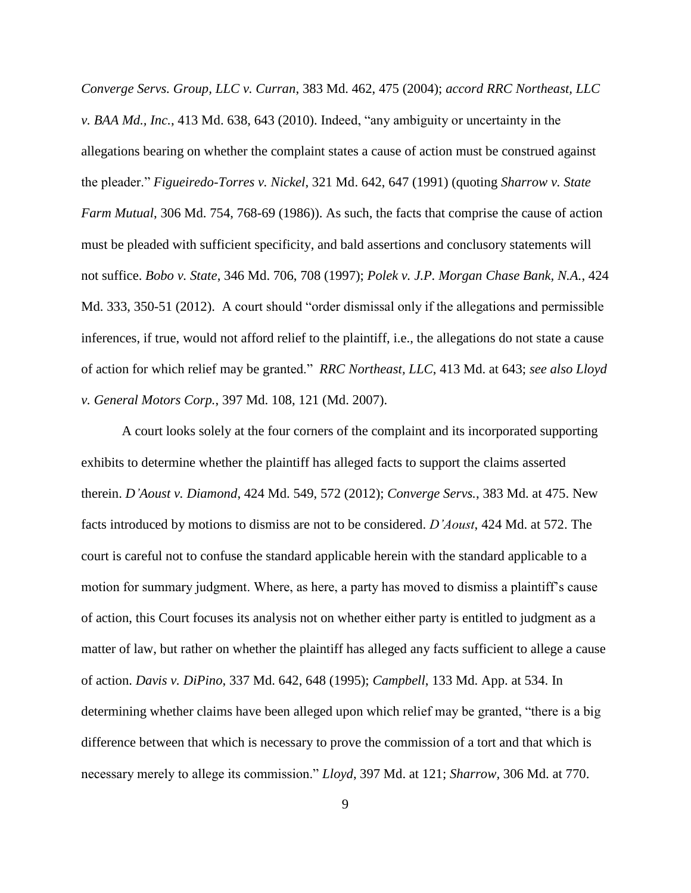*Converge Servs. Group, LLC v. Curran*, 383 Md. 462, 475 (2004); *accord RRC Northeast, LLC v. BAA Md., Inc.*, 413 Md. 638, 643 (2010). Indeed, "any ambiguity or uncertainty in the allegations bearing on whether the complaint states a cause of action must be construed against the pleader." *Figueiredo-Torres v. Nickel*, 321 Md. 642, 647 (1991) (quoting *Sharrow v. State Farm Mutual*, 306 Md. 754, 768-69 (1986)). As such, the facts that comprise the cause of action must be pleaded with sufficient specificity, and bald assertions and conclusory statements will not suffice. *Bobo v. State*, 346 Md. 706, 708 (1997); *Polek v. J.P. Morgan Chase Bank, N.A.*, 424 Md. 333, 350-51 (2012). A court should "order dismissal only if the allegations and permissible inferences, if true, would not afford relief to the plaintiff, i.e., the allegations do not state a cause of action for which relief may be granted." *RRC Northeast, LLC*, 413 Md. at 643; *see also Lloyd v. General Motors Corp.*, 397 Md. 108, 121 (Md. 2007).

A court looks solely at the four corners of the complaint and its incorporated supporting exhibits to determine whether the plaintiff has alleged facts to support the claims asserted therein. *D'Aoust v. Diamond*, 424 Md. 549, 572 (2012); *Converge Servs.*, 383 Md. at 475. New facts introduced by motions to dismiss are not to be considered. *D'Aoust*, 424 Md. at 572. The court is careful not to confuse the standard applicable herein with the standard applicable to a motion for summary judgment. Where, as here, a party has moved to dismiss a plaintiff's cause of action, this Court focuses its analysis not on whether either party is entitled to judgment as a matter of law, but rather on whether the plaintiff has alleged any facts sufficient to allege a cause of action. *Davis v. DiPino*, 337 Md. 642, 648 (1995); *Campbell*, 133 Md. App. at 534. In determining whether claims have been alleged upon which relief may be granted, "there is a big difference between that which is necessary to prove the commission of a tort and that which is necessary merely to allege its commission." *Lloyd*, 397 Md. at 121; *Sharrow,* 306 Md. at 770.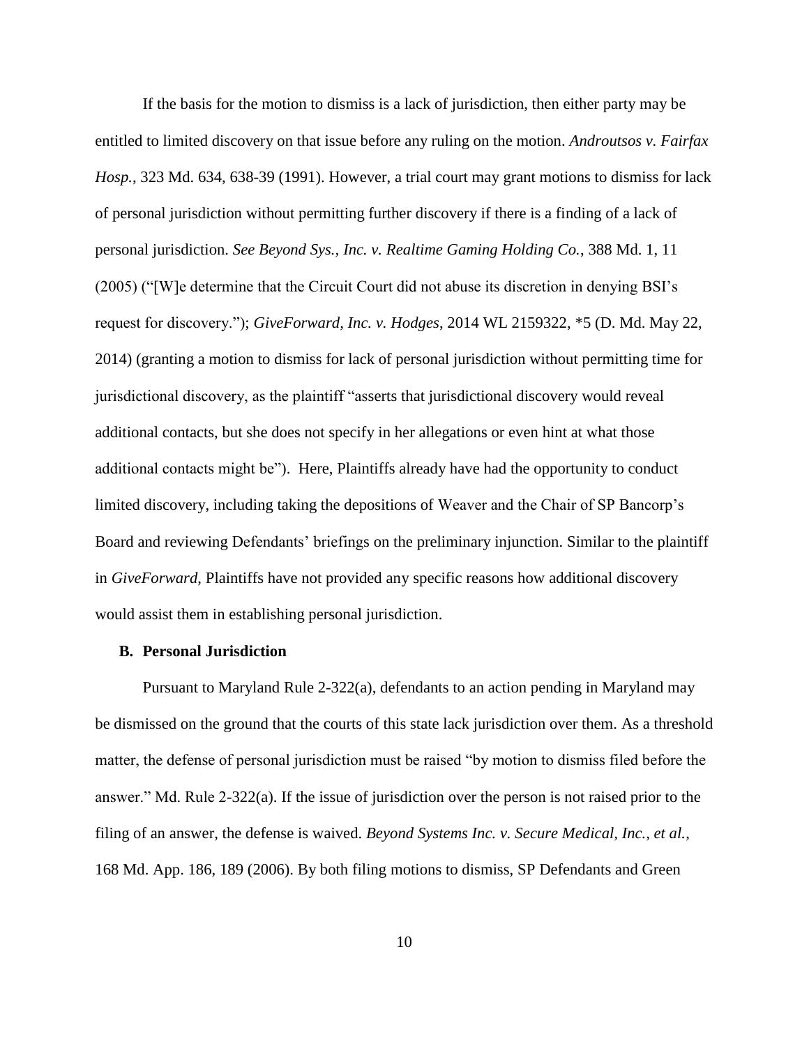If the basis for the motion to dismiss is a lack of jurisdiction, then either party may be entitled to limited discovery on that issue before any ruling on the motion. *Androutsos v. Fairfax Hosp.*, 323 Md. 634, 638-39 (1991). However, a trial court may grant motions to dismiss for lack of personal jurisdiction without permitting further discovery if there is a finding of a lack of personal jurisdiction. *See Beyond Sys., Inc. v. Realtime Gaming Holding Co.*, 388 Md. 1, 11 (2005) ("[W]e determine that the Circuit Court did not abuse its discretion in denying BSI's request for discovery."); *GiveForward, Inc. v. Hodges*, 2014 WL 2159322, *5 (D. Md. May 22, 2014) (granting a motion to dismiss for lack of personal jurisdiction without permitting time for jurisdictional discovery, as the plaintiff "asserts that jurisdictional discovery would reveal additional contacts, but she does not specify in her allegations or even hint at what those additional contacts might be"). Here, Plaintiffs already have had the opportunity to conduct limited discovery, including taking the depositions of Weaver and the Chair of SP Bancorp's Board and reviewing Defendants' briefings on the preliminary injunction. Similar to the plaintiff in *GiveForward*, Plaintiffs have not provided any specific reasons how additional discovery would assist them in establishing personal jurisdiction.

### B. Personal Jurisdiction

Pursuant to Maryland Rule 2-322(a), defendants to an action pending in Maryland may be dismissed on the ground that the courts of this state lack jurisdiction over them. As a threshold matter, the defense of personal jurisdiction must be raised "by motion to dismiss filed before the answer." Md. Rule 2-322(a). If the issue of jurisdiction over the person is not raised prior to the filing of an answer, the defense is waived. *Beyond Systems Inc. v. Secure Medical, Inc., et al.*, 168 Md. App. 186, 189 (2006). By both filing motions to dismiss, SP Defendants and Green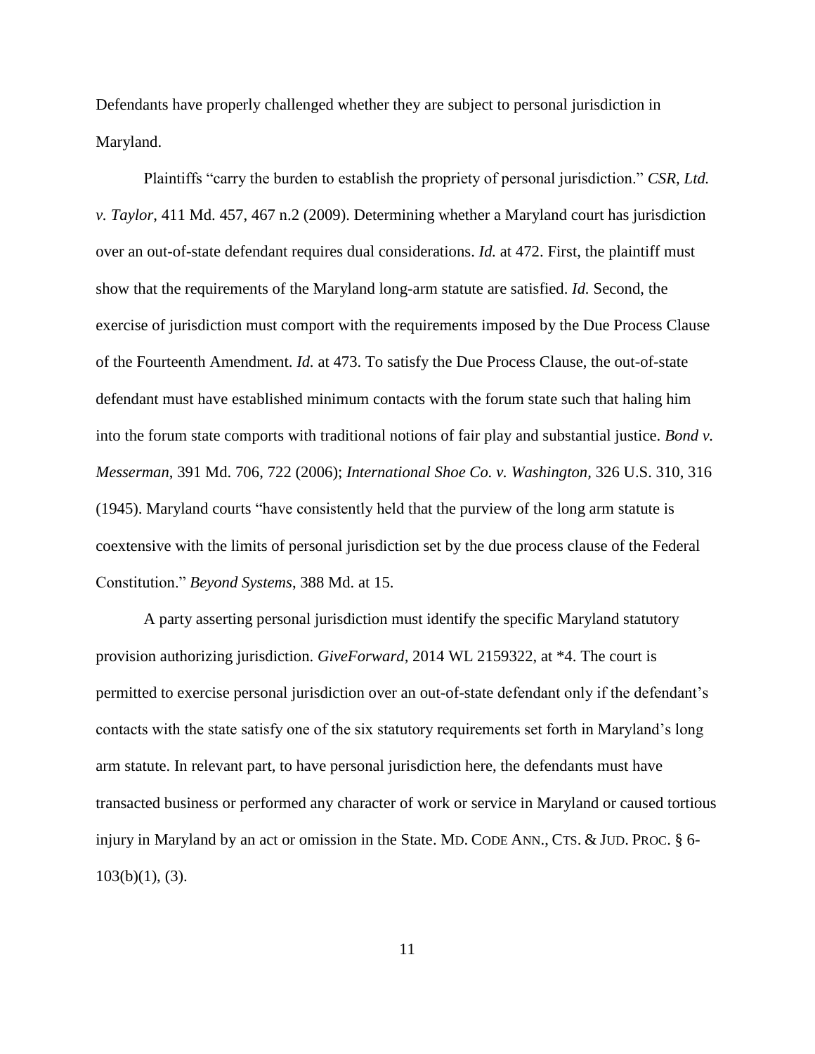Defendants have properly challenged whether they are subject to personal jurisdiction in Maryland.

Plaintiffs "carry the burden to establish the propriety of personal jurisdiction." *CSR, Ltd. v. Taylor*, 411 Md. 457, 467 n.2 (2009). Determining whether a Maryland court has jurisdiction over an out-of-state defendant requires dual considerations. *Id.* at 472. First, the plaintiff must show that the requirements of the Maryland long-arm statute are satisfied. *Id.* Second, the exercise of jurisdiction must comport with the requirements imposed by the Due Process Clause of the Fourteenth Amendment. *Id.* at 473. To satisfy the Due Process Clause, the out-of-state defendant must have established minimum contacts with the forum state such that haling him into the forum state comports with traditional notions of fair play and substantial justice. *Bond v. Messerman*, 391 Md. 706, 722 (2006); *International Shoe Co. v. Washington*, 326 U.S. 310, 316 (1945). Maryland courts "have consistently held that the purview of the long arm statute is coextensive with the limits of personal jurisdiction set by the due process clause of the Federal Constitution." *Beyond Systems*, 388 Md. at 15.

A party asserting personal jurisdiction must identify the specific Maryland statutory provision authorizing jurisdiction. *GiveForward*, 2014 WL 2159322, at *4. The court is permitted to exercise personal jurisdiction over an out-of-state defendant only if the defendant's contacts with the state satisfy one of the six statutory requirements set forth in Maryland's long arm statute. In relevant part, to have personal jurisdiction here, the defendants must have transacted business or performed any character of work or service in Maryland or caused tortious injury in Maryland by an act or omission in the State. MD. CODE ANN., CTS. & JUD. PROC. § 6-103(b)(1), (3).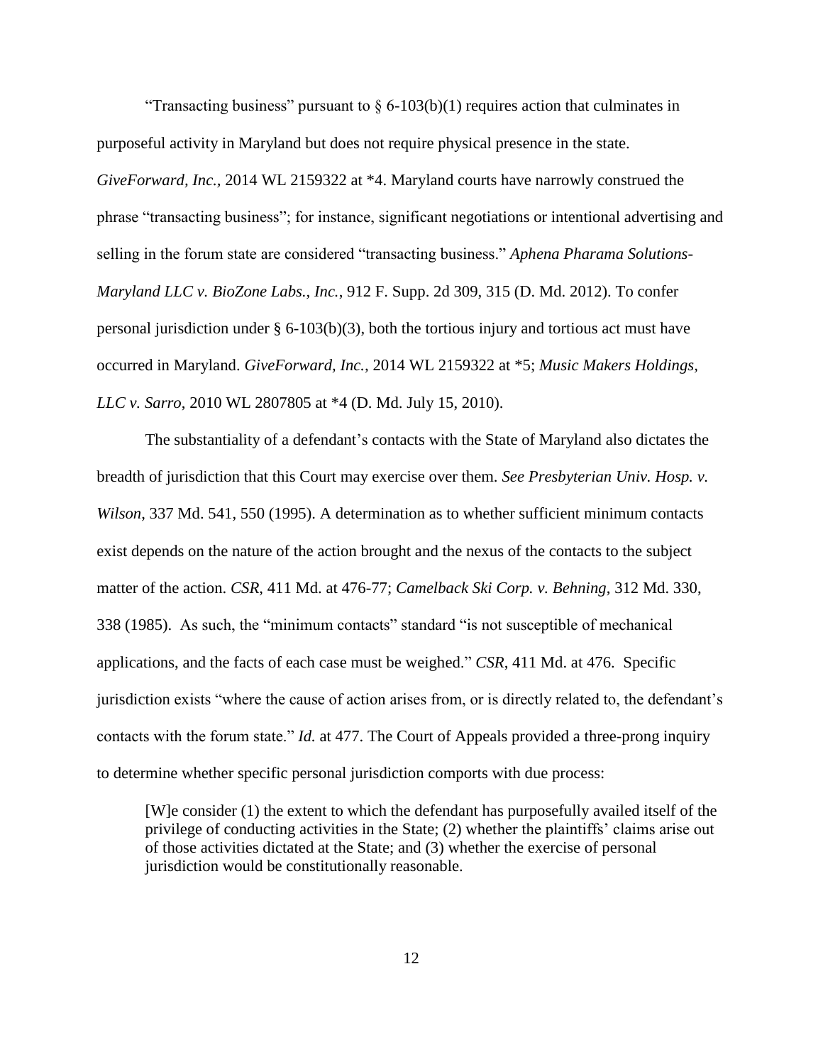"Transacting business" pursuant to § 6-103(b)(1) requires action that culminates in purposeful activity in Maryland but does not require physical presence in the state. *GiveForward, Inc.*, 2014 WL 2159322 at *4. Maryland courts have narrowly construed the phrase "transacting business"; for instance, significant negotiations or intentional advertising and selling in the forum state are considered "transacting business." *Aphena Pharama Solutions-Maryland LLC v. BioZone Labs., Inc.*, 912 F. Supp. 2d 309, 315 (D. Md. 2012). To confer personal jurisdiction under § 6-103(b)(3), both the tortious injury and tortious act must have occurred in Maryland. *GiveForward, Inc.*, 2014 WL 2159322 at *5; *Music Makers Holdings, LLC v. Sarro*, 2010 WL 2807805 at *4 (D. Md. July 15, 2010).

The substantiality of a defendant's contacts with the State of Maryland also dictates the breadth of jurisdiction that this Court may exercise over them. *See Presbyterian Univ. Hosp. v. Wilson*, 337 Md. 541, 550 (1995). A determination as to whether sufficient minimum contacts exist depends on the nature of the action brought and the nexus of the contacts to the subject matter of the action. *CSR*, 411 Md. at 476-77; *Camelback Ski Corp. v. Behning*, 312 Md. 330, 338 (1985). As such, the "minimum contacts" standard "is not susceptible of mechanical applications, and the facts of each case must be weighed." *CSR*, 411 Md. at 476. Specific jurisdiction exists "where the cause of action arises from, or is directly related to, the defendant's contacts with the forum state." *Id.* at 477. The Court of Appeals provided a three-prong inquiry to determine whether specific personal jurisdiction comports with due process:

> [W]e consider (1) the extent to which the defendant has purposefully availed itself of the privilege of conducting activities in the State; (2) whether the plaintiffs' claims arise out of those activities dictated at the State; and (3) whether the exercise of personal jurisdiction would be constitutionally reasonable.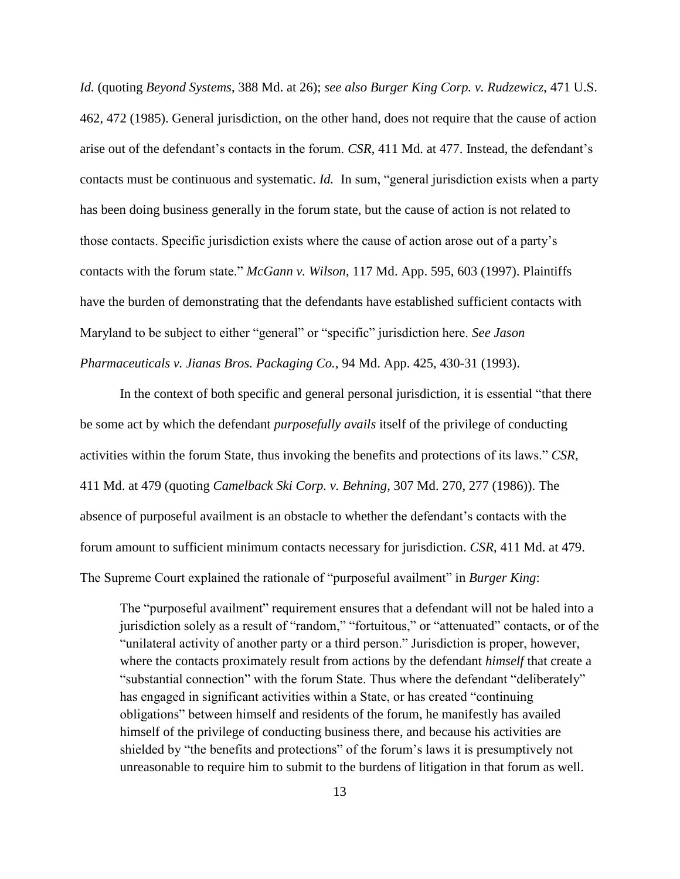*Id.* (quoting *Beyond Systems*, 388 Md. at 26); *see also Burger King Corp. v. Rudzewicz*, 471 U.S. 462, 472 (1985). General jurisdiction, on the other hand, does not require that the cause of action arise out of the defendant's contacts in the forum. *CSR*, 411 Md. at 477. Instead, the defendant's contacts must be continuous and systematic. *Id.* In sum, "general jurisdiction exists when a party has been doing business generally in the forum state, but the cause of action is not related to those contacts. Specific jurisdiction exists where the cause of action arose out of a party's contacts with the forum state." *McGann v. Wilson*, 117 Md. App. 595, 603 (1997). Plaintiffs have the burden of demonstrating that the defendants have established sufficient contacts with Maryland to be subject to either "general" or "specific" jurisdiction here. *See Jason Pharmaceuticals v. Jianas Bros. Packaging Co.,* 94 Md. App. 425, 430-31 (1993).

In the context of both specific and general personal jurisdiction, it is essential "that there be some act by which the defendant *purposefully avails* itself of the privilege of conducting activities within the forum State, thus invoking the benefits and protections of its laws." *CSR*, 411 Md. at 479 (quoting *Camelback Ski Corp. v. Behning*, 307 Md. 270, 277 (1986)). The absence of purposeful availment is an obstacle to whether the defendant's contacts with the forum amount to sufficient minimum contacts necessary for jurisdiction. *CSR*, 411 Md. at 479. The Supreme Court explained the rationale of "purposeful availment" in *Burger King*:

> The "purposeful availment" requirement ensures that a defendant will not be haled into a jurisdiction solely as a result of "random," "fortuitous," or "attenuated" contacts, or of the "unilateral activity of another party or a third person." Jurisdiction is proper, however, where the contacts proximately result from actions by the defendant *himself* that create a "substantial connection" with the forum State. Thus where the defendant "deliberately" has engaged in significant activities within a State, or has created "continuing obligations" between himself and residents of the forum, he manifestly has availed himself of the privilege of conducting business there, and because his activities are shielded by "the benefits and protections" of the forum's laws it is presumptively not unreasonable to require him to submit to the burdens of litigation in that forum as well.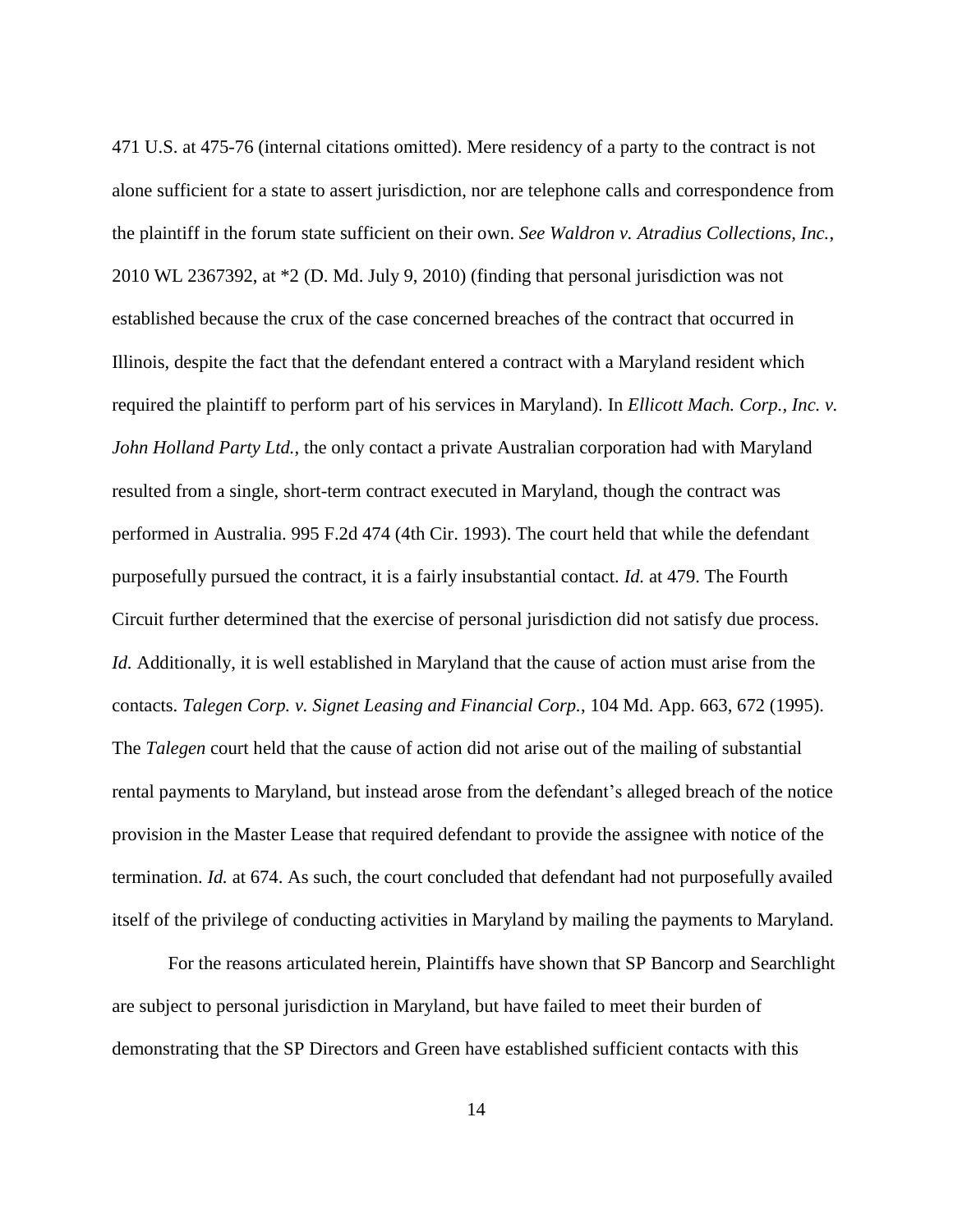471 U.S. at 475-76 (internal citations omitted). Mere residency of a party to the contract is not alone sufficient for a state to assert jurisdiction, nor are telephone calls and correspondence from the plaintiff in the forum state sufficient on their own. *See Waldron v. Atradius Collections, Inc.*, 2010 WL 2367392, at *2 (D. Md. July 9, 2010) (finding that personal jurisdiction was not established because the crux of the case concerned breaches of the contract that occurred in Illinois, despite the fact that the defendant entered a contract with a Maryland resident which required the plaintiff to perform part of his services in Maryland). In *Ellicott Mach. Corp., Inc. v. John Holland Party Ltd.*, the only contact a private Australian corporation had with Maryland resulted from a single, short-term contract executed in Maryland, though the contract was performed in Australia. 995 F.2d 474 (4th Cir. 1993). The court held that while the defendant purposefully pursued the contract, it is a fairly insubstantial contact. *Id.* at 479. The Fourth Circuit further determined that the exercise of personal jurisdiction did not satisfy due process. *Id.* Additionally, it is well established in Maryland that the cause of action must arise from the contacts. *Talegen Corp. v. Signet Leasing and Financial Corp.*, 104 Md. App. 663, 672 (1995). The *Talegen* court held that the cause of action did not arise out of the mailing of substantial rental payments to Maryland, but instead arose from the defendant's alleged breach of the notice provision in the Master Lease that required defendant to provide the assignee with notice of the termination. *Id.* at 674. As such, the court concluded that defendant had not purposefully availed itself of the privilege of conducting activities in Maryland by mailing the payments to Maryland.

For the reasons articulated herein, Plaintiffs have shown that SP Bancorp and Searchlight are subject to personal jurisdiction in Maryland, but have failed to meet their burden of demonstrating that the SP Directors and Green have established sufficient contacts with this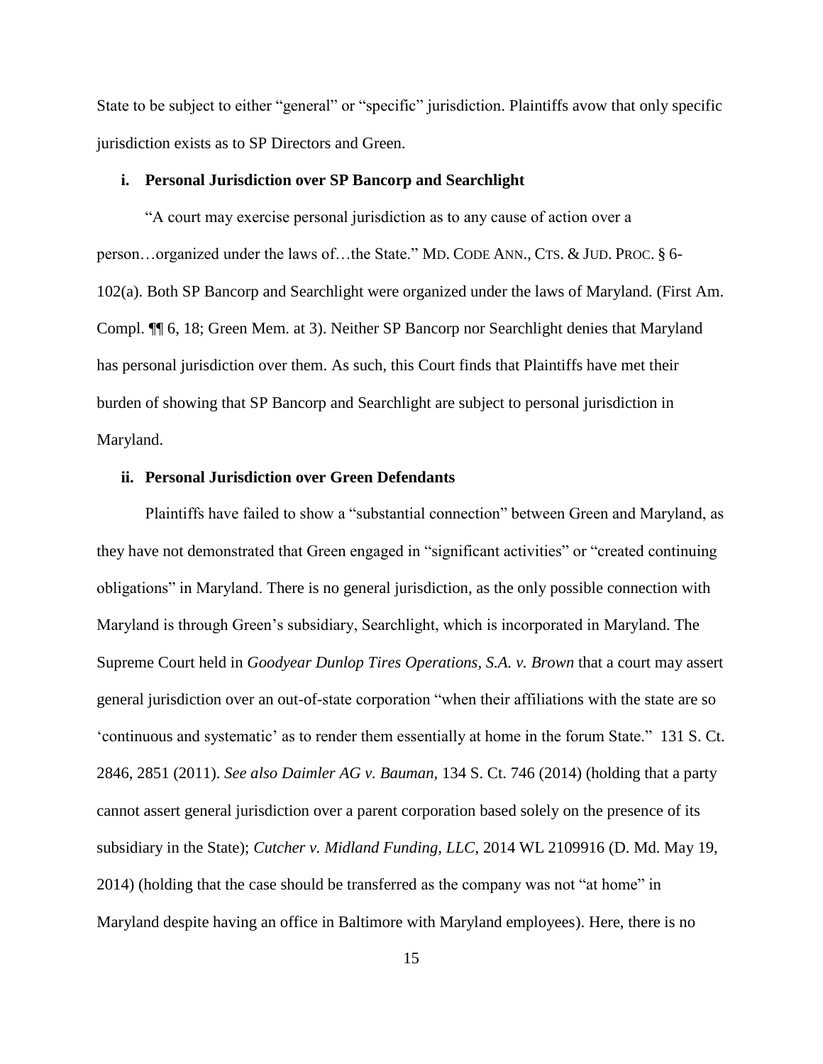State to be subject to either "general" or "specific" jurisdiction. Plaintiffs avow that only specific jurisdiction exists as to SP Directors and Green.

#### i. Personal Jurisdiction over SP Bancorp and Searchlight

"A court may exercise personal jurisdiction as to any cause of action over a person…organized under the laws of…the State." MD. CODE ANN., CTS. & JUD. PROC. § 6-102(a). Both SP Bancorp and Searchlight were organized under the laws of Maryland. (First Am. Compl. ¶¶ 6, 18; Green Mem. at 3). Neither SP Bancorp nor Searchlight denies that Maryland has personal jurisdiction over them. As such, this Court finds that Plaintiffs have met their burden of showing that SP Bancorp and Searchlight are subject to personal jurisdiction in Maryland.

#### ii. Personal Jurisdiction over Green Defendants

Plaintiffs have failed to show a "substantial connection" between Green and Maryland, as they have not demonstrated that Green engaged in "significant activities" or "created continuing obligations" in Maryland. There is no general jurisdiction, as the only possible connection with Maryland is through Green's subsidiary, Searchlight, which is incorporated in Maryland. The Supreme Court held in *Goodyear Dunlop Tires Operations, S.A. v. Brown* that a court may assert general jurisdiction over an out-of-state corporation "when their affiliations with the state are so 'continuous and systematic' as to render them essentially at home in the forum State." 131 S. Ct. 2846, 2851 (2011). *See also Daimler AG v. Bauman*, 134 S. Ct. 746 (2014) (holding that a party cannot assert general jurisdiction over a parent corporation based solely on the presence of its subsidiary in the State); *Cutcher v. Midland Funding, LLC*, 2014 WL 2109916 (D. Md. May 19, 2014) (holding that the case should be transferred as the company was not "at home" in Maryland despite having an office in Baltimore with Maryland employees). Here, there is no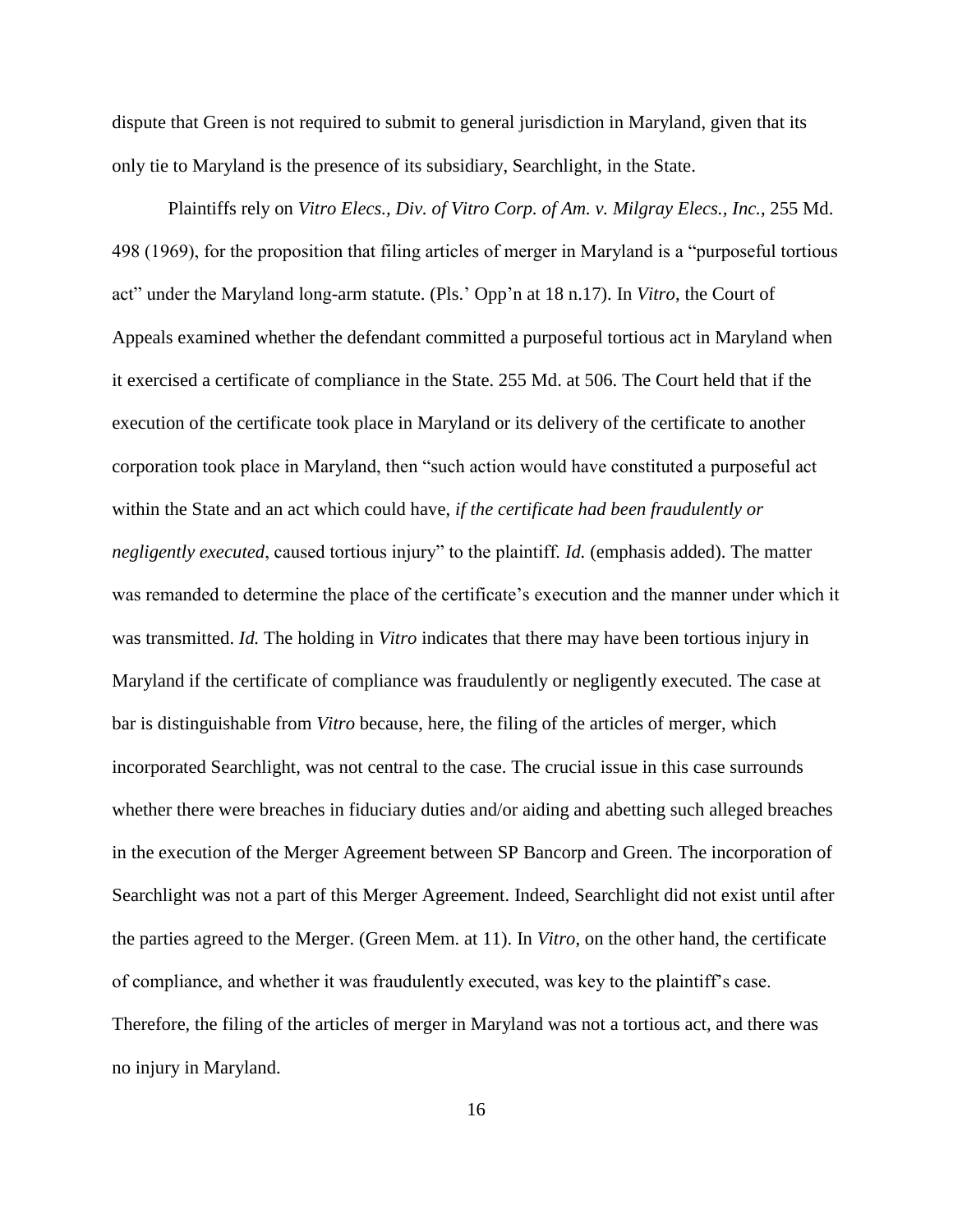dispute that Green is not required to submit to general jurisdiction in Maryland, given that its only tie to Maryland is the presence of its subsidiary, Searchlight, in the State.

Plaintiffs rely on *Vitro Elecs., Div. of Vitro Corp. of Am. v. Milgray Elecs., Inc.*, 255 Md. 498 (1969), for the proposition that filing articles of merger in Maryland is a "purposeful tortious act" under the Maryland long-arm statute. (Pls.' Opp'n at 18 n.17). In *Vitro*, the Court of Appeals examined whether the defendant committed a purposeful tortious act in Maryland when it exercised a certificate of compliance in the State. 255 Md. at 506. The Court held that if the execution of the certificate took place in Maryland or its delivery of the certificate to another corporation took place in Maryland, then "such action would have constituted a purposeful act within the State and an act which could have, *if the certificate had been fraudulently or negligently executed*, caused tortious injury" to the plaintiff. *Id.* (emphasis added). The matter was remanded to determine the place of the certificate's execution and the manner under which it was transmitted. *Id.* The holding in *Vitro* indicates that there may have been tortious injury in Maryland if the certificate of compliance was fraudulently or negligently executed. The case at bar is distinguishable from *Vitro* because, here, the filing of the articles of merger, which incorporated Searchlight, was not central to the case. The crucial issue in this case surrounds whether there were breaches in fiduciary duties and/or aiding and abetting such alleged breaches in the execution of the Merger Agreement between SP Bancorp and Green. The incorporation of Searchlight was not a part of this Merger Agreement. Indeed, Searchlight did not exist until after the parties agreed to the Merger. (Green Mem. at 11). In *Vitro*, on the other hand, the certificate of compliance, and whether it was fraudulently executed, was key to the plaintiff's case. Therefore, the filing of the articles of merger in Maryland was not a tortious act, and there was no injury in Maryland.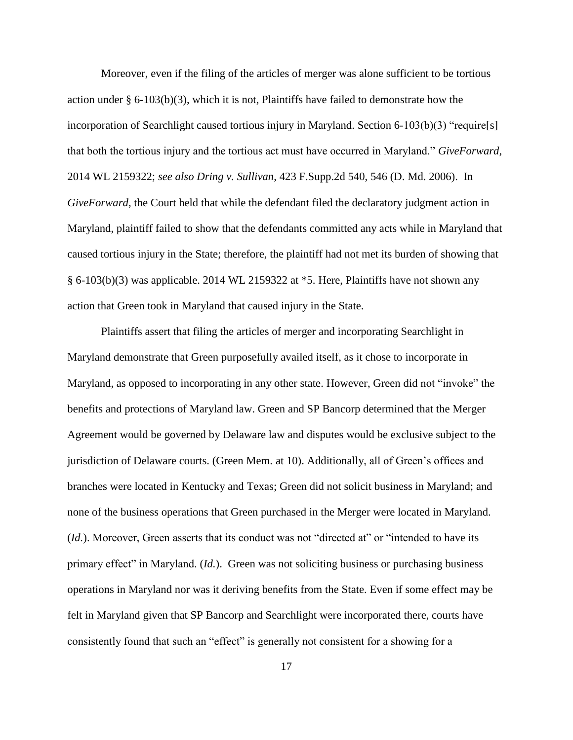Moreover, even if the filing of the articles of merger was alone sufficient to be tortious action under § 6-103(b)(3), which it is not, Plaintiffs have failed to demonstrate how the incorporation of Searchlight caused tortious injury in Maryland. Section 6-103(b)(3) "require[s] that both the tortious injury and the tortious act must have occurred in Maryland." *GiveForward*, 2014 WL 2159322; *see also Dring v. Sullivan*, 423 F.Supp.2d 540, 546 (D. Md. 2006). In *GiveForward*, the Court held that while the defendant filed the declaratory judgment action in Maryland, plaintiff failed to show that the defendants committed any acts while in Maryland that caused tortious injury in the State; therefore, the plaintiff had not met its burden of showing that § 6-103(b)(3) was applicable. 2014 WL 2159322 at *5. Here, Plaintiffs have not shown any action that Green took in Maryland that caused injury in the State.

Plaintiffs assert that filing the articles of merger and incorporating Searchlight in Maryland demonstrate that Green purposefully availed itself, as it chose to incorporate in Maryland, as opposed to incorporating in any other state. However, Green did not "invoke" the benefits and protections of Maryland law. Green and SP Bancorp determined that the Merger Agreement would be governed by Delaware law and disputes would be exclusive subject to the jurisdiction of Delaware courts. (Green Mem. at 10). Additionally, all of Green's offices and branches were located in Kentucky and Texas; Green did not solicit business in Maryland; and none of the business operations that Green purchased in the Merger were located in Maryland. (*Id.*). Moreover, Green asserts that its conduct was not "directed at" or "intended to have its primary effect" in Maryland. (*Id.*). Green was not soliciting business or purchasing business operations in Maryland nor was it deriving benefits from the State. Even if some effect may be felt in Maryland given that SP Bancorp and Searchlight were incorporated there, courts have consistently found that such an "effect" is generally not consistent for a showing for a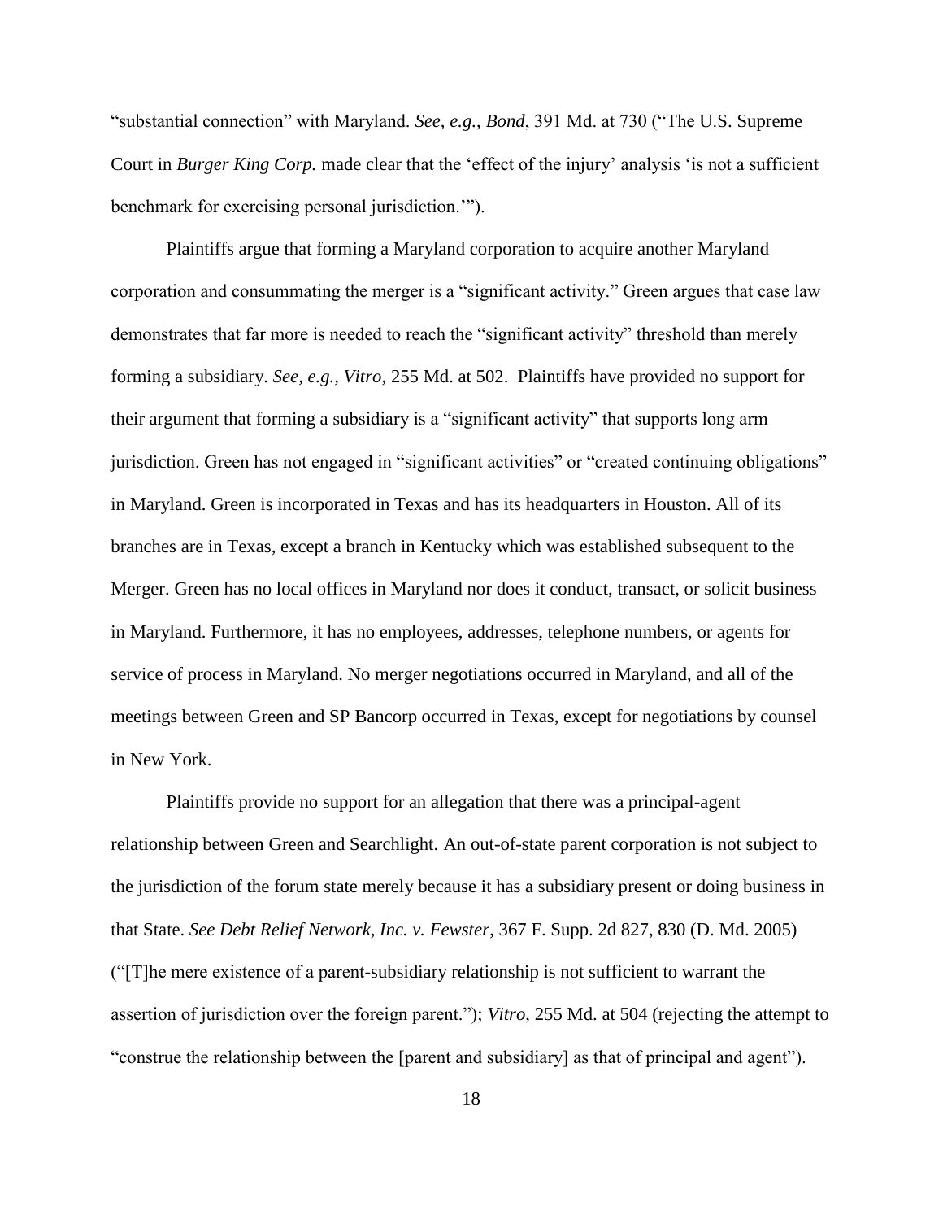"substantial connection" with Maryland. *See, e.g.*, *Bond*, 391 Md. at 730 ("The U.S. Supreme Court in *Burger King Corp.* made clear that the 'effect of the injury' analysis 'is not a sufficient benchmark for exercising personal jurisdiction.'").

Plaintiffs argue that forming a Maryland corporation to acquire another Maryland corporation and consummating the merger is a "significant activity." Green argues that case law demonstrates that far more is needed to reach the "significant activity" threshold than merely forming a subsidiary. *See, e.g., Vitro*, 255 Md. at 502. Plaintiffs have provided no support for their argument that forming a subsidiary is a "significant activity" that supports long arm jurisdiction. Green has not engaged in "significant activities" or "created continuing obligations" in Maryland. Green is incorporated in Texas and has its headquarters in Houston. All of its branches are in Texas, except a branch in Kentucky which was established subsequent to the Merger. Green has no local offices in Maryland nor does it conduct, transact, or solicit business in Maryland. Furthermore, it has no employees, addresses, telephone numbers, or agents for service of process in Maryland. No merger negotiations occurred in Maryland, and all of the meetings between Green and SP Bancorp occurred in Texas, except for negotiations by counsel in New York.

Plaintiffs provide no support for an allegation that there was a principal-agent relationship between Green and Searchlight. An out-of-state parent corporation is not subject to the jurisdiction of the forum state merely because it has a subsidiary present or doing business in that State. *See Debt Relief Network, Inc. v. Fewster*, 367 F. Supp. 2d 827, 830 (D. Md. 2005) ("[T]he mere existence of a parent-subsidiary relationship is not sufficient to warrant the assertion of jurisdiction over the foreign parent."); *Vitro*, 255 Md. at 504 (rejecting the attempt to "construe the relationship between the [parent and subsidiary] as that of principal and agent").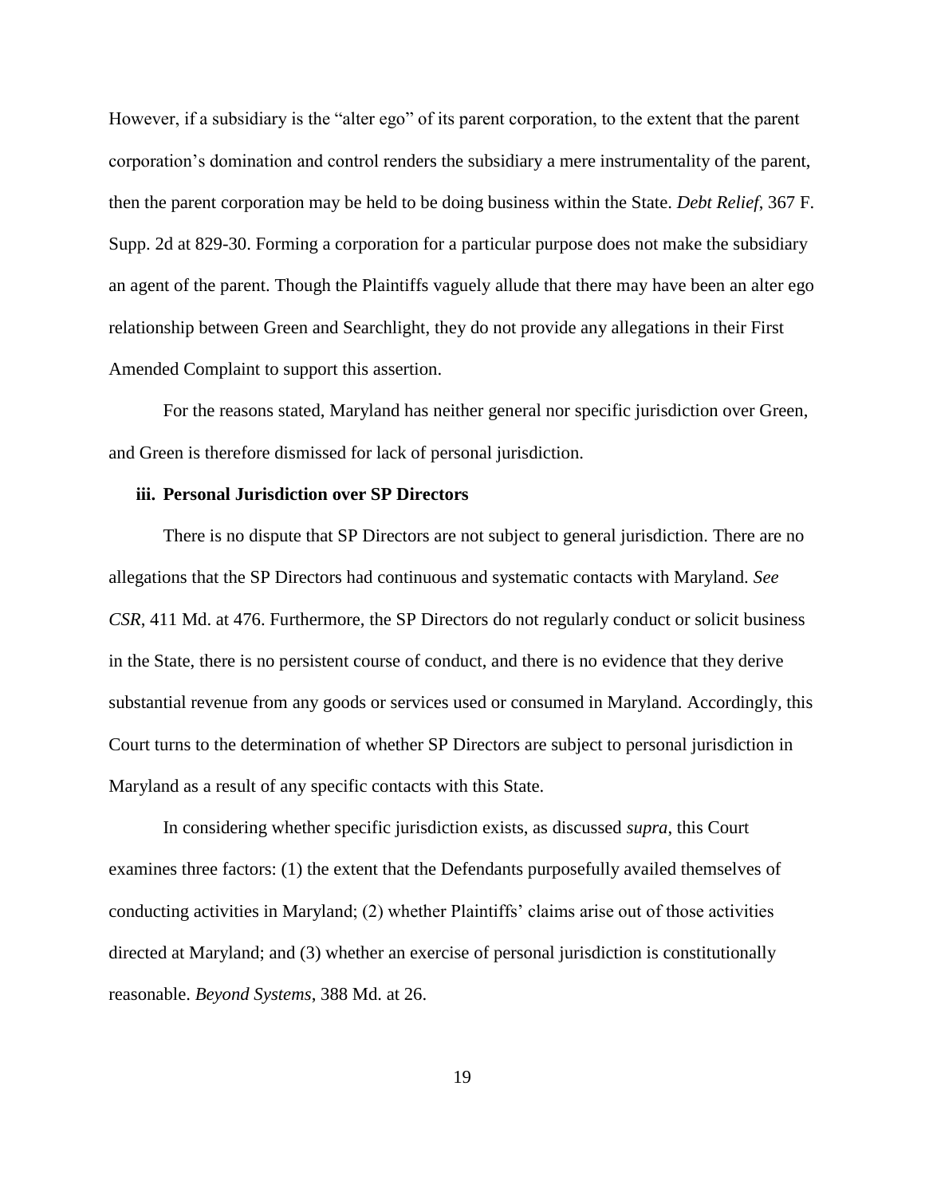However, if a subsidiary is the "alter ego" of its parent corporation, to the extent that the parent corporation's domination and control renders the subsidiary a mere instrumentality of the parent, then the parent corporation may be held to be doing business within the State. *Debt Relief*, 367 F. Supp. 2d at 829-30. Forming a corporation for a particular purpose does not make the subsidiary an agent of the parent. Though the Plaintiffs vaguely allude that there may have been an alter ego relationship between Green and Searchlight, they do not provide any allegations in their First Amended Complaint to support this assertion.

For the reasons stated, Maryland has neither general nor specific jurisdiction over Green, and Green is therefore dismissed for lack of personal jurisdiction.

**iii. Personal Jurisdiction over SP Directors**

There is no dispute that SP Directors are not subject to general jurisdiction. There are no allegations that the SP Directors had continuous and systematic contacts with Maryland. *See CSR*, 411 Md. at 476. Furthermore, the SP Directors do not regularly conduct or solicit business in the State, there is no persistent course of conduct, and there is no evidence that they derive substantial revenue from any goods or services used or consumed in Maryland. Accordingly, this Court turns to the determination of whether SP Directors are subject to personal jurisdiction in Maryland as a result of any specific contacts with this State.

In considering whether specific jurisdiction exists, as discussed *supra*, this Court examines three factors: (1) the extent that the Defendants purposefully availed themselves of conducting activities in Maryland; (2) whether Plaintiffs' claims arise out of those activities directed at Maryland; and (3) whether an exercise of personal jurisdiction is constitutionally reasonable. *Beyond Systems*, 388 Md. at 26.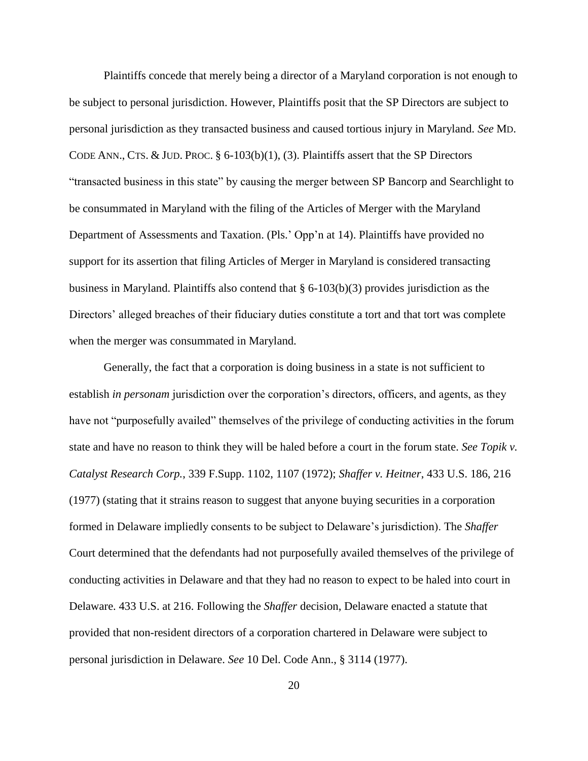Plaintiffs concede that merely being a director of a Maryland corporation is not enough to be subject to personal jurisdiction. However, Plaintiffs posit that the SP Directors are subject to personal jurisdiction as they transacted business and caused tortious injury in Maryland. *See* MD. CODE ANN., CTS. & JUD. PROC. § 6-103(b)(1), (3). Plaintiffs assert that the SP Directors "transacted business in this state" by causing the merger between SP Bancorp and Searchlight to be consummated in Maryland with the filing of the Articles of Merger with the Maryland Department of Assessments and Taxation. (Pls.' Opp'n at 14). Plaintiffs have provided no support for its assertion that filing Articles of Merger in Maryland is considered transacting business in Maryland. Plaintiffs also contend that § 6-103(b)(3) provides jurisdiction as the Directors' alleged breaches of their fiduciary duties constitute a tort and that tort was complete when the merger was consummated in Maryland.

Generally, the fact that a corporation is doing business in a state is not sufficient to establish *in personam* jurisdiction over the corporation's directors, officers, and agents, as they have not "purposefully availed" themselves of the privilege of conducting activities in the forum state and have no reason to think they will be haled before a court in the forum state. *See Topik v. Catalyst Research Corp.*, 339 F.Supp. 1102, 1107 (1972); *Shaffer v. Heitner*, 433 U.S. 186, 216 (1977) (stating that it strains reason to suggest that anyone buying securities in a corporation formed in Delaware impliedly consents to be subject to Delaware's jurisdiction). The *Shaffer* Court determined that the defendants had not purposefully availed themselves of the privilege of conducting activities in Delaware and that they had no reason to expect to be haled into court in Delaware. 433 U.S. at 216. Following the *Shaffer* decision, Delaware enacted a statute that provided that non-resident directors of a corporation chartered in Delaware were subject to personal jurisdiction in Delaware. *See* 10 Del. Code Ann., § 3114 (1977).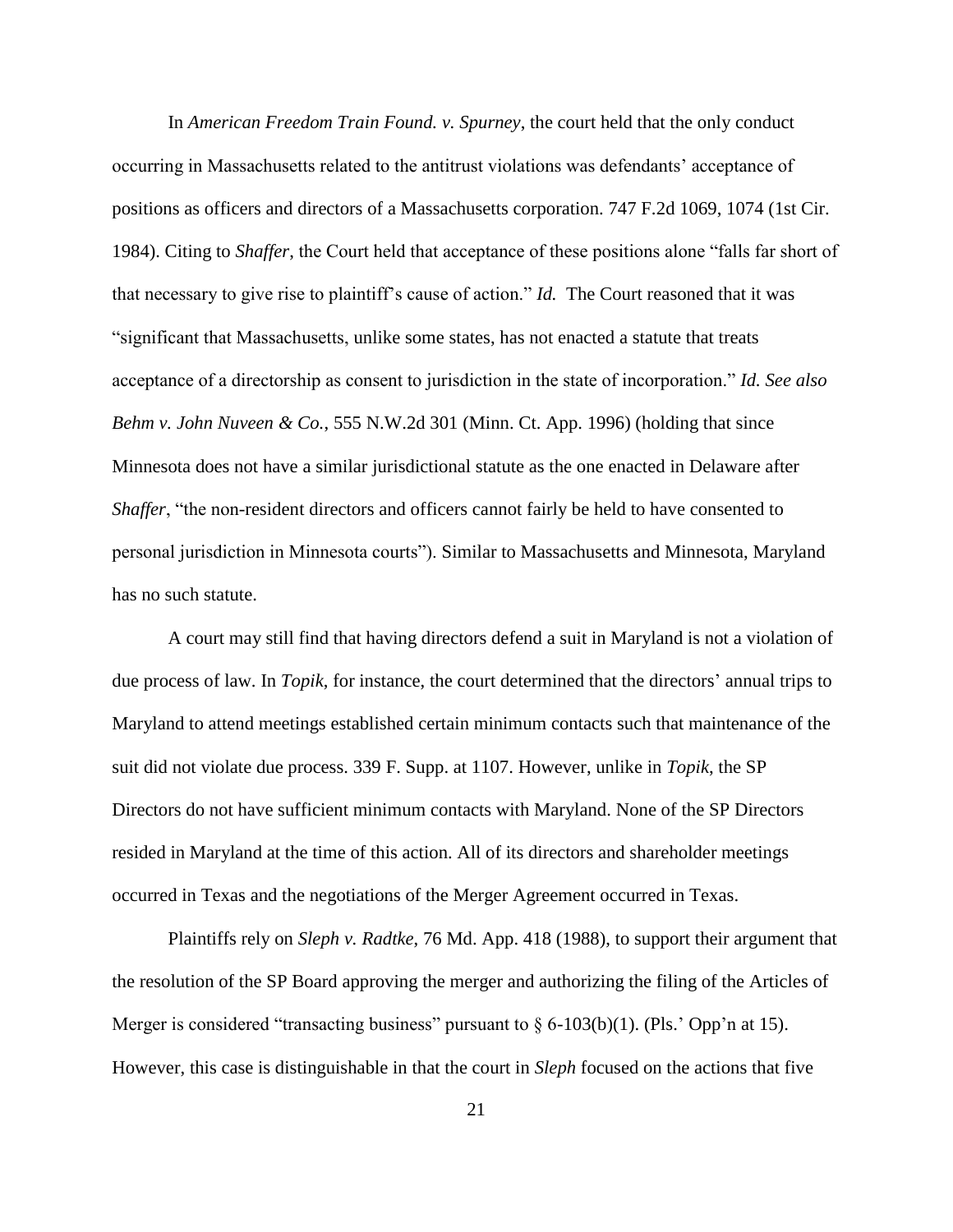In *American Freedom Train Found. v. Spurney*, the court held that the only conduct occurring in Massachusetts related to the antitrust violations was defendants' acceptance of positions as officers and directors of a Massachusetts corporation. 747 F.2d 1069, 1074 (1st Cir. 1984). Citing to *Shaffer*, the Court held that acceptance of these positions alone "falls far short of that necessary to give rise to plaintiff's cause of action." *Id.* The Court reasoned that it was "significant that Massachusetts, unlike some states, has not enacted a statute that treats acceptance of a directorship as consent to jurisdiction in the state of incorporation." *Id. See also Behm v. John Nuveen & Co.*, 555 N.W.2d 301 (Minn. Ct. App. 1996) (holding that since Minnesota does not have a similar jurisdictional statute as the one enacted in Delaware after *Shaffer*, "the non-resident directors and officers cannot fairly be held to have consented to personal jurisdiction in Minnesota courts"). Similar to Massachusetts and Minnesota, Maryland has no such statute.

A court may still find that having directors defend a suit in Maryland is not a violation of due process of law. In *Topik*, for instance, the court determined that the directors' annual trips to Maryland to attend meetings established certain minimum contacts such that maintenance of the suit did not violate due process. 339 F. Supp. at 1107. However, unlike in *Topik*, the SP Directors do not have sufficient minimum contacts with Maryland. None of the SP Directors resided in Maryland at the time of this action. All of its directors and shareholder meetings occurred in Texas and the negotiations of the Merger Agreement occurred in Texas.

Plaintiffs rely on *Sleph v. Radtke*, 76 Md. App. 418 (1988), to support their argument that the resolution of the SP Board approving the merger and authorizing the filing of the Articles of Merger is considered "transacting business" pursuant to § 6-103(b)(1). (Pls.' Opp'n at 15). However, this case is distinguishable in that the court in *Sleph* focused on the actions that five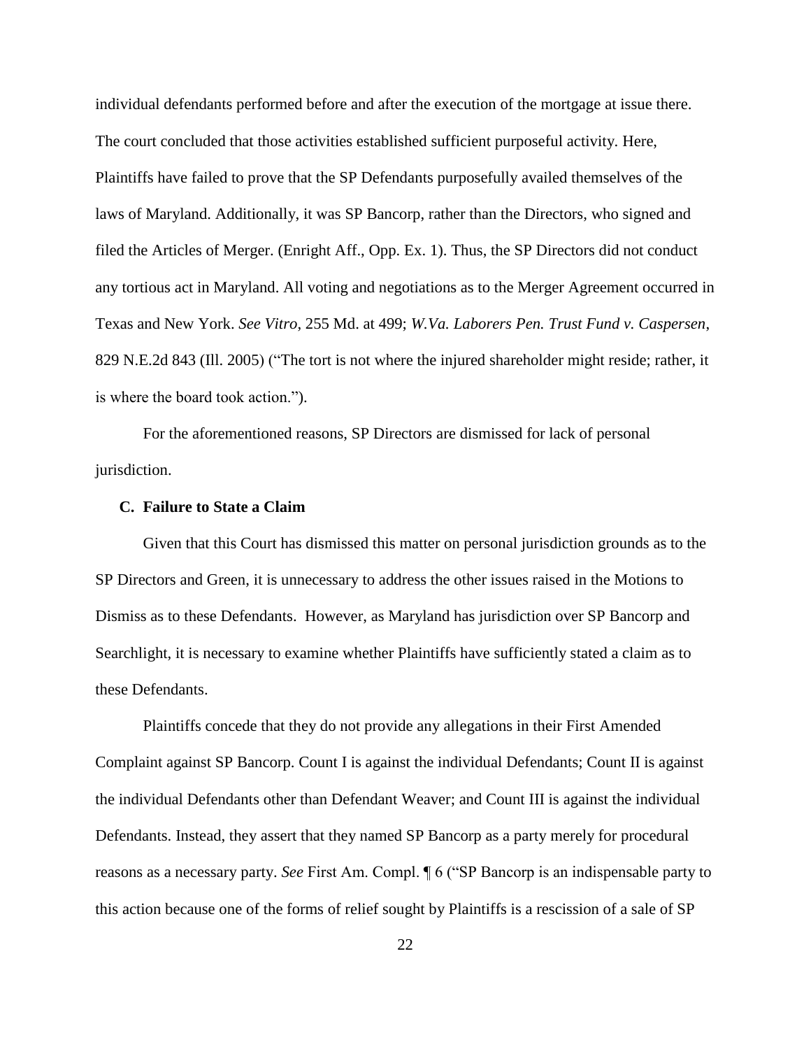individual defendants performed before and after the execution of the mortgage at issue there. The court concluded that those activities established sufficient purposeful activity. Here, Plaintiffs have failed to prove that the SP Defendants purposefully availed themselves of the laws of Maryland. Additionally, it was SP Bancorp, rather than the Directors, who signed and filed the Articles of Merger. (Enright Aff., Opp. Ex. 1). Thus, the SP Directors did not conduct any tortious act in Maryland. All voting and negotiations as to the Merger Agreement occurred in Texas and New York. *See Vitro*, 255 Md. at 499; *W.Va. Laborers Pen. Trust Fund v. Caspersen*, 829 N.E.2d 843 (Ill. 2005) ("The tort is not where the injured shareholder might reside; rather, it is where the board took action.").

For the aforementioned reasons, SP Directors are dismissed for lack of personal jurisdiction.

### C. Failure to State a Claim

Given that this Court has dismissed this matter on personal jurisdiction grounds as to the SP Directors and Green, it is unnecessary to address the other issues raised in the Motions to Dismiss as to these Defendants. However, as Maryland has jurisdiction over SP Bancorp and Searchlight, it is necessary to examine whether Plaintiffs have sufficiently stated a claim as to these Defendants.

Plaintiffs concede that they do not provide any allegations in their First Amended Complaint against SP Bancorp. Count I is against the individual Defendants; Count II is against the individual Defendants other than Defendant Weaver; and Count III is against the individual Defendants. Instead, they assert that they named SP Bancorp as a party merely for procedural reasons as a necessary party. *See* First Am. Compl. ¶ 6 ("SP Bancorp is an indispensable party to this action because one of the forms of relief sought by Plaintiffs is a rescission of a sale of SP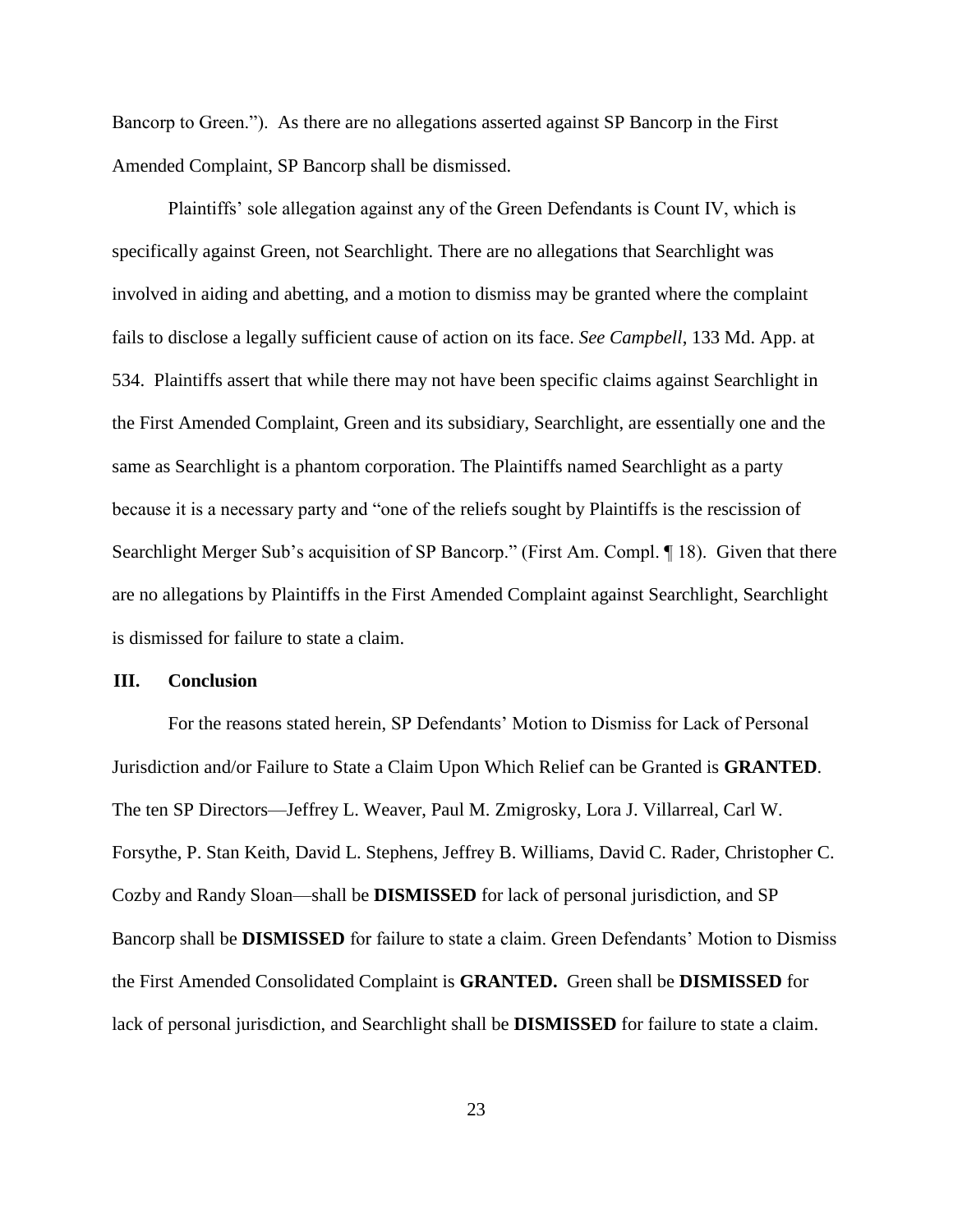Bancorp to Green."). As there are no allegations asserted against SP Bancorp in the First Amended Complaint, SP Bancorp shall be dismissed.

Plaintiffs' sole allegation against any of the Green Defendants is Count IV, which is specifically against Green, not Searchlight. There are no allegations that Searchlight was involved in aiding and abetting, and a motion to dismiss may be granted where the complaint fails to disclose a legally sufficient cause of action on its face. *See Campbell*, 133 Md. App. at 534. Plaintiffs assert that while there may not have been specific claims against Searchlight in the First Amended Complaint, Green and its subsidiary, Searchlight, are essentially one and the same as Searchlight is a phantom corporation. The Plaintiffs named Searchlight as a party because it is a necessary party and "one of the reliefs sought by Plaintiffs is the rescission of Searchlight Merger Sub's acquisition of SP Bancorp." (First Am. Compl. ¶ 18). Given that there are no allegations by Plaintiffs in the First Amended Complaint against Searchlight, Searchlight is dismissed for failure to state a claim.

## III. Conclusion

For the reasons stated herein, SP Defendants' Motion to Dismiss for Lack of Personal Jurisdiction and/or Failure to State a Claim Upon Which Relief can be Granted is **GRANTED**. The ten SP Directors—Jeffrey L. Weaver, Paul M. Zmigrosky, Lora J. Villarreal, Carl W. Forsythe, P. Stan Keith, David L. Stephens, Jeffrey B. Williams, David C. Rader, Christopher C. Cozby and Randy Sloan—shall be **DISMISSED** for lack of personal jurisdiction, and SP Bancorp shall be **DISMISSED** for failure to state a claim. Green Defendants' Motion to Dismiss the First Amended Consolidated Complaint is **GRANTED.** Green shall be **DISMISSED** for lack of personal jurisdiction, and Searchlight shall be **DISMISSED** for failure to state a claim.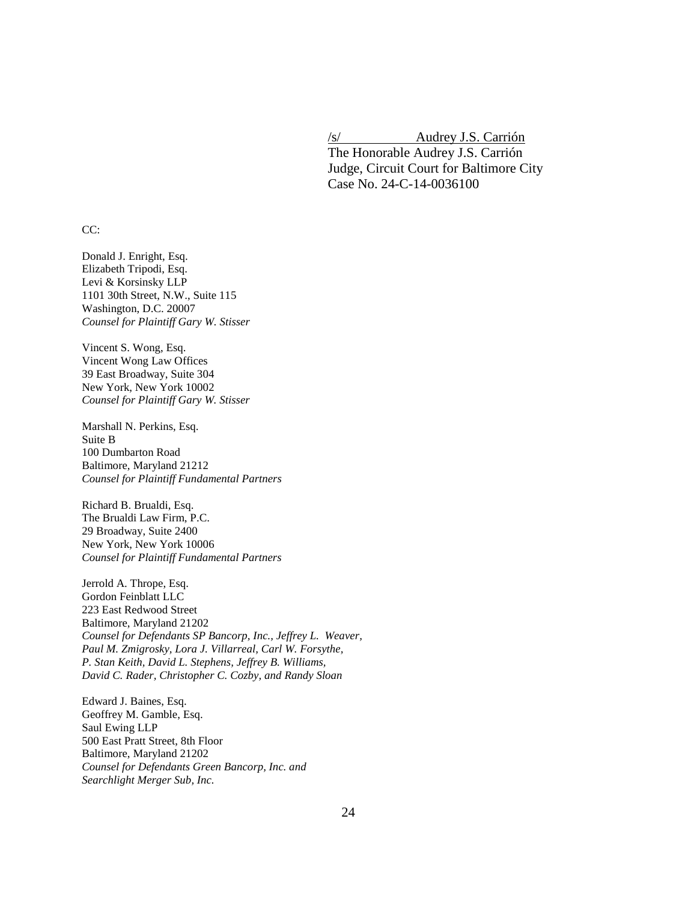/s/ Audrey J.S. Carrión  
The Honorable Audrey J.S. Carrión  
Judge, Circuit Court for Baltimore City  
Case No. 24-C-14-0036100

CC:

Donald J. Enright, Esq.  
Elizabeth Tripodi, Esq.  
Levi & Korsinsky LLP  
1101 30th Street, N.W., Suite 115  
Washington, D.C. 20007  
*Counsel for Plaintiff Gary W. Stisser*

Vincent S. Wong, Esq.  
Vincent Wong Law Offices  
39 East Broadway, Suite 304  
New York, New York 10002  
*Counsel for Plaintiff Gary W. Stisser*

Marshall N. Perkins, Esq.  
Suite B  
100 Dumbarton Road  
Baltimore, Maryland 21212  
*Counsel for Plaintiff Fundamental Partners*

Richard B. Brualdi, Esq.  
The Brualdi Law Firm, P.C.  
29 Broadway, Suite 2400  
New York, New York 10006  
*Counsel for Plaintiff Fundamental Partners*

Jerrold A. Thrope, Esq.  
Gordon Feinblatt LLC  
223 East Redwood Street  
Baltimore, Maryland 21202  
*Counsel for Defendants SP Bancorp, Inc., Jeffrey L. Weaver, Paul M. Zmigrosky, Lora J. Villarreal, Carl W. Forsythe, P. Stan Keith, David L. Stephens, Jeffrey B. Williams, David C. Rader, Christopher C. Cozby, and Randy Sloan*

Edward J. Baines, Esq.  
Geoffrey M. Gamble, Esq.  
Saul Ewing LLP  
500 East Pratt Street, 8th Floor  
Baltimore, Maryland 21202  
*Counsel for Defendants Green Bancorp, Inc. and Searchlight Merger Sub, Inc.*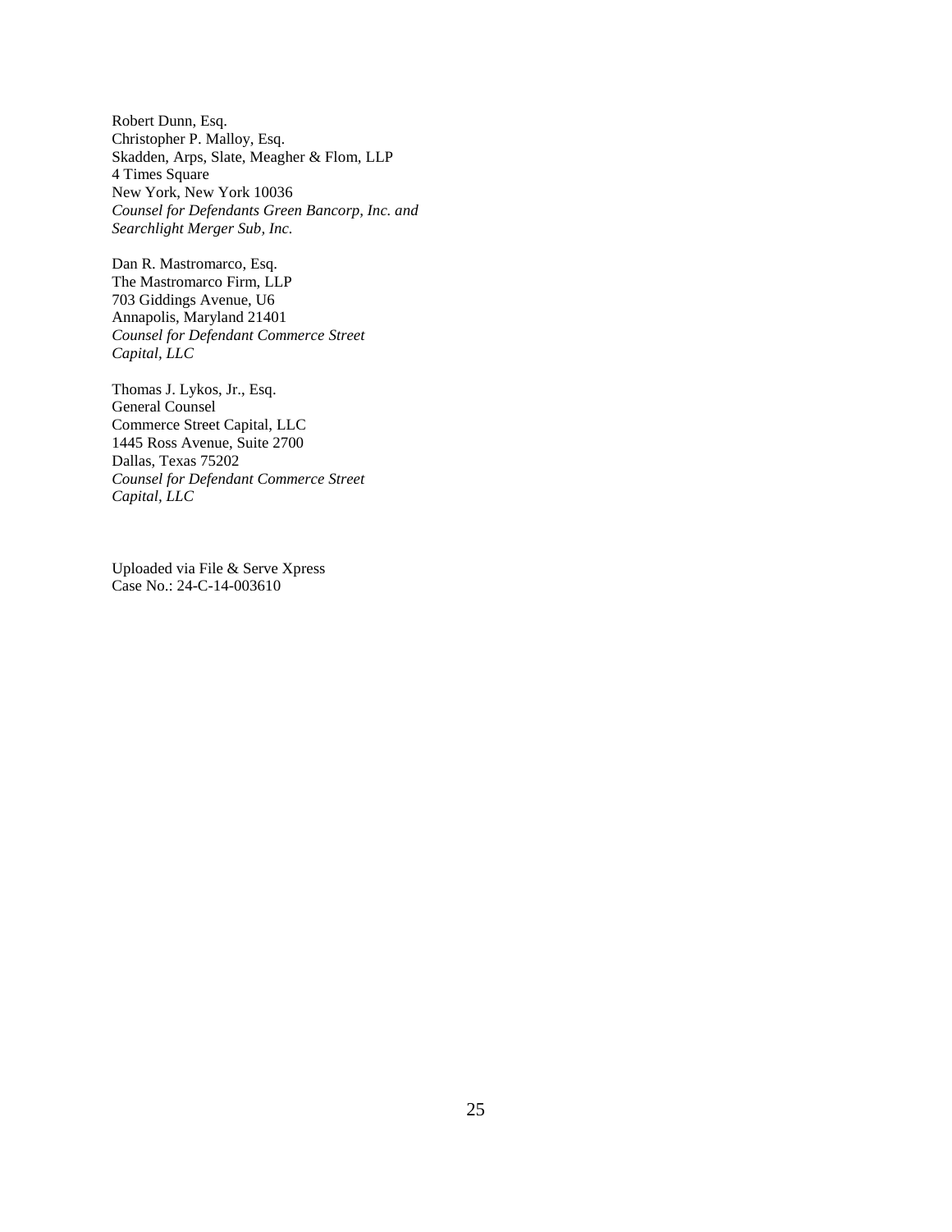Robert Dunn, Esq.
Christopher P. Malloy, Esq.
Skadden, Arps, Slate, Meagher & Flom, LLP
4 Times Square
New York, New York 10036
*Counsel for Defendants Green Bancorp, Inc. and Searchlight Merger Sub, Inc.*

Dan R. Mastromarco, Esq.
The Mastromarco Firm, LLP
703 Giddings Avenue, U6
Annapolis, Maryland 21401
*Counsel for Defendant Commerce Street Capital, LLC*

Thomas J. Lykos, Jr., Esq.
General Counsel
Commerce Street Capital, LLC
1445 Ross Avenue, Suite 2700
Dallas, Texas 75202
*Counsel for Defendant Commerce Street Capital, LLC*

Uploaded via File & Serve Xpress
Case No.: 24-C-14-003610